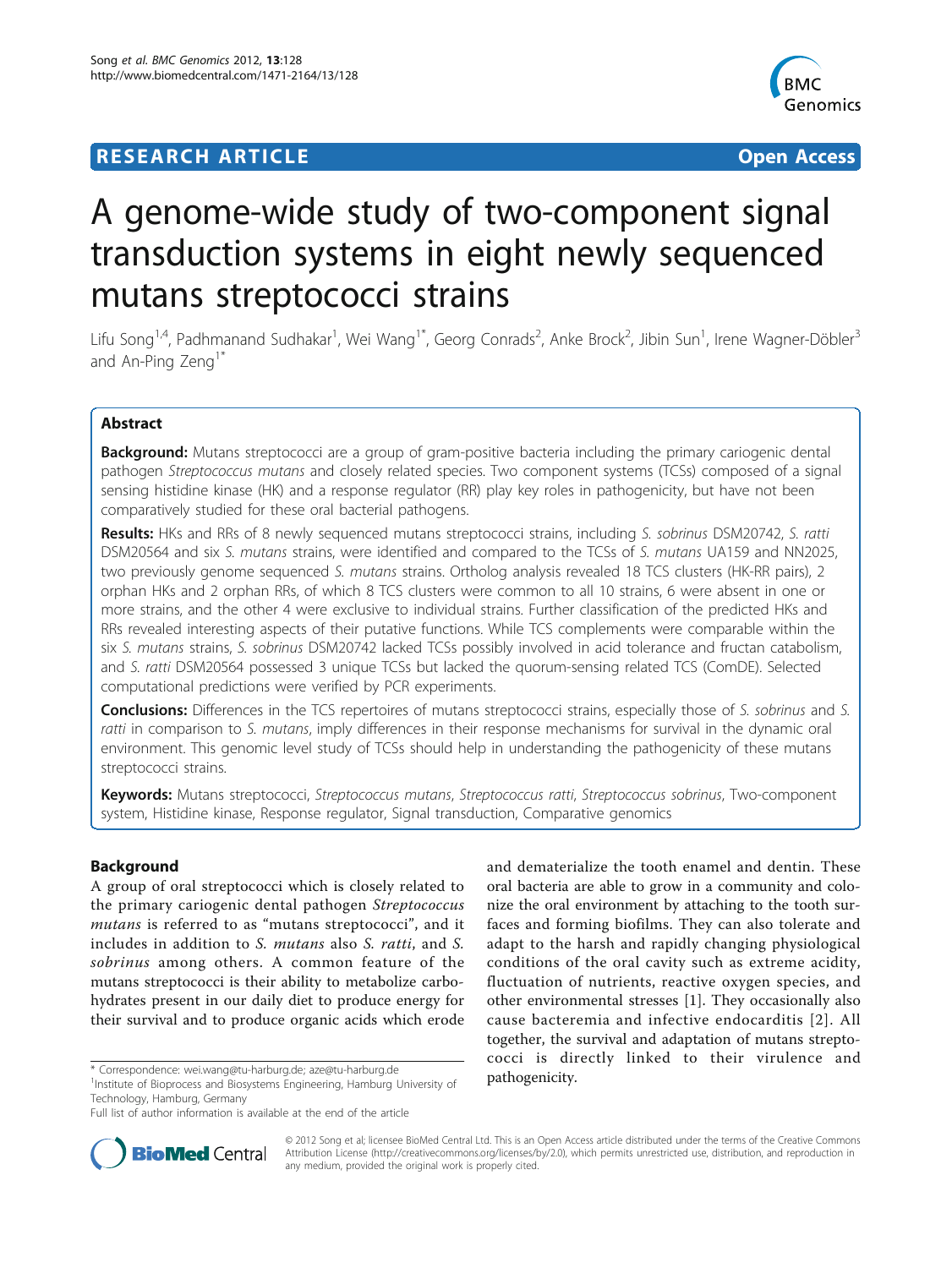**RESEARCH ARTICLE** **Open Access**

# A genome-wide study of two-component signal transduction systems in eight newly sequenced mutans streptococci strains

Lifu Song[1,4], Padhmanand Sudhakar[1], Wei Wang[1*], Georg Conrads[2], Anke Brock[2], Jibin Sun[1], Irene Wagner-Döbler[3] and An-Ping Zeng[1*]

## Abstract

**Background:** Mutans streptococci are a group of gram-positive bacteria including the primary cariogenic dental pathogen *Streptococcus mutans* and closely related species. Two component systems (TCSs) composed of a signal sensing histidine kinase (HK) and a response regulator (RR) play key roles in pathogenicity, but have not been comparatively studied for these oral bacterial pathogens.

**Results:** HKs and RRs of 8 newly sequenced mutans streptococci strains, including *S. sobrinus* DSM20742, *S. ratti* DSM20564 and six *S. mutans* strains, were identified and compared to the TCSs of *S. mutans* UA159 and NN2025, two previously genome sequenced *S. mutans* strains. Ortholog analysis revealed 18 TCS clusters (HK-RR pairs), 2 orphan HKs and 2 orphan RRs, of which 8 TCS clusters were common to all 10 strains, 6 were absent in one or more strains, and the other 4 were exclusive to individual strains. Further classification of the predicted HKs and RRs revealed interesting aspects of their putative functions. While TCS complements were comparable within the six *S. mutans* strains, *S. sobrinus* DSM20742 lacked TCSs possibly involved in acid tolerance and fructan catabolism, and *S. ratti* DSM20564 possessed 3 unique TCSs but lacked the quorum-sensing related TCS (ComDE). Selected computational predictions were verified by PCR experiments.

**Conclusions:** Differences in the TCS repertoires of mutans streptococci strains, especially those of *S. sobrinus* and *S. ratti* in comparison to *S. mutans*, imply differences in their response mechanisms for survival in the dynamic oral environment. This genomic level study of TCSs should help in understanding the pathogenicity of these mutans streptococci strains.

**Keywords:** Mutans streptococci, *Streptococcus mutans*, *Streptococcus ratti*, *Streptococcus sobrinus*, Two-component system, Histidine kinase, Response regulator, Signal transduction, Comparative genomics

## Background

A group of oral streptococci which is closely related to the primary cariogenic dental pathogen *Streptococcus mutans* is referred to as "mutans streptococci", and it includes in addition to *S. mutans* also *S. ratti*, and *S. sobrinus* among others. A common feature of the mutans streptococci is their ability to metabolize carbohydrates present in our daily diet to produce energy for their survival and to produce organic acids which erode and dematerialize the tooth enamel and dentin. These oral bacteria are able to grow in a community and colonize the oral environment by attaching to the tooth surfaces and forming biofilms. They can also tolerate and adapt to the harsh and rapidly changing physiological conditions of the oral cavity such as extreme acidity, fluctuation of nutrients, reactive oxygen species, and other environmental stresses [1]. They occasionally also cause bacteremia and infective endocarditis [2]. All together, the survival and adaptation of mutans streptococci is directly linked to their virulence and pathogenicity.

\* Correspondence: wei.wang@tu-harburg.de; aze@tu-harburg.de
[1]Institute of Bioprocess and Biosystems Engineering, Hamburg University of Technology, Hamburg, Germany
Full list of author information is available at the end of the article

© 2012 Song et al; licensee BioMed Central Ltd. This is an Open Access article distributed under the terms of the Creative Commons Attribution License (http://creativecommons.org/licenses/by/2.0), which permits unrestricted use, distribution, and reproduction in any medium, provided the original work is properly cited.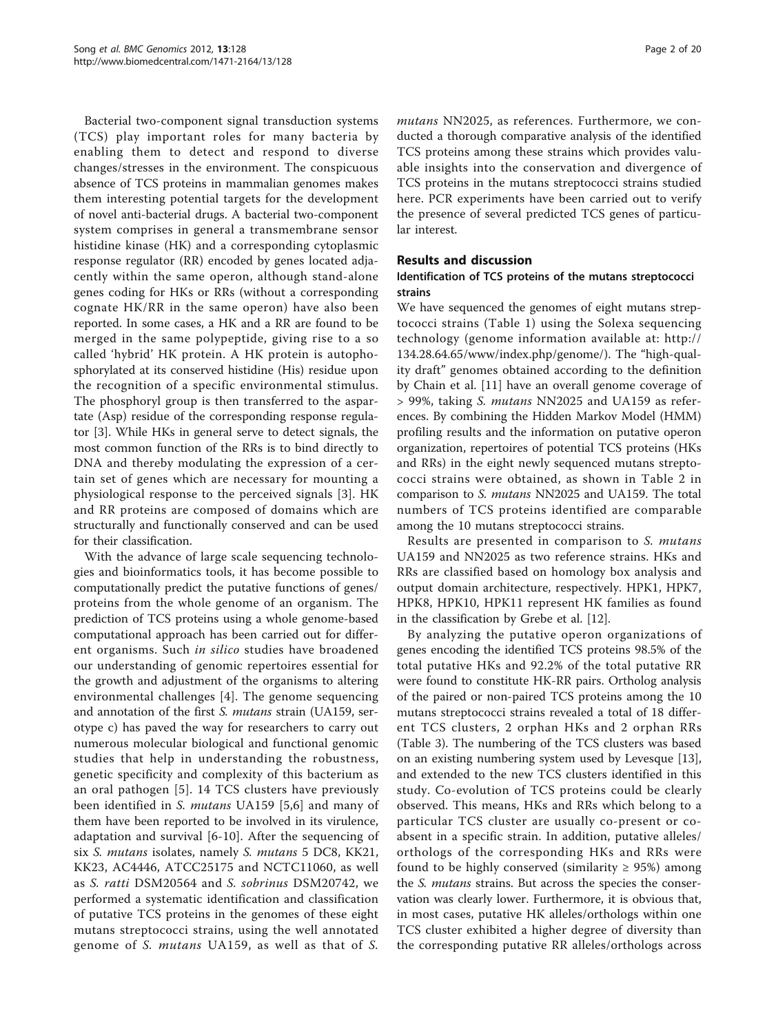Bacterial two-component signal transduction systems (TCS) play important roles for many bacteria by enabling them to detect and respond to diverse changes/stresses in the environment. The conspicuous absence of TCS proteins in mammalian genomes makes them interesting potential targets for the development of novel anti-bacterial drugs. A bacterial two-component system comprises in general a transmembrane sensor histidine kinase (HK) and a corresponding cytoplasmic response regulator (RR) encoded by genes located adjacently within the same operon, although stand-alone genes coding for HKs or RRs (without a corresponding cognate HK/RR in the same operon) have also been reported. In some cases, a HK and a RR are found to be merged in the same polypeptide, giving rise to a so called 'hybrid' HK protein. A HK protein is autophosphorylated at its conserved histidine (His) residue upon the recognition of a specific environmental stimulus. The phosphoryl group is then transferred to the aspartate (Asp) residue of the corresponding response regulator [3]. While HKs in general serve to detect signals, the most common function of the RRs is to bind directly to DNA and thereby modulating the expression of a certain set of genes which are necessary for mounting a physiological response to the perceived signals [3]. HK and RR proteins are composed of domains which are structurally and functionally conserved and can be used for their classification.

With the advance of large scale sequencing technologies and bioinformatics tools, it has become possible to computationally predict the putative functions of genes/proteins from the whole genome of an organism. The prediction of TCS proteins using a whole genome-based computational approach has been carried out for different organisms. Such *in silico* studies have broadened our understanding of genomic repertoires essential for the growth and adjustment of the organisms to altering environmental challenges [4]. The genome sequencing and annotation of the first *S. mutans* strain (UA159, serotype c) has paved the way for researchers to carry out numerous molecular biological and functional genomic studies that help in understanding the robustness, genetic specificity and complexity of this bacterium as an oral pathogen [5]. 14 TCS clusters have previously been identified in *S. mutans* UA159 [5,6] and many of them have been reported to be involved in its virulence, adaptation and survival [6-10]. After the sequencing of six *S. mutans* isolates, namely *S. mutans* 5 DC8, KK21, KK23, AC4446, ATCC25175 and NCTC11060, as well as *S. ratti* DSM20564 and *S. sobrinus* DSM20742, we performed a systematic identification and classification of putative TCS proteins in the genomes of these eight mutans streptococci strains, using the well annotated genome of *S. mutans* UA159, as well as that of *S. mutans* NN2025, as references. Furthermore, we conducted a thorough comparative analysis of the identified TCS proteins among these strains which provides valuable insights into the conservation and divergence of TCS proteins in the mutans streptococci strains studied here. PCR experiments have been carried out to verify the presence of several predicted TCS genes of particular interest.

## Results and discussion

### Identification of TCS proteins of the mutans streptococci strains

We have sequenced the genomes of eight mutans streptococci strains (Table 1) using the Solexa sequencing technology (genome information available at: http://134.28.64.65/www/index.php/genome/). The "high-quality draft" genomes obtained according to the definition by Chain et al. [11] have an overall genome coverage of > 99%, taking *S. mutans* NN2025 and UA159 as references. By combining the Hidden Markov Model (HMM) profiling results and the information on putative operon organization, repertoires of potential TCS proteins (HKs and RRs) in the eight newly sequenced mutans streptococci strains were obtained, as shown in Table 2 in comparison to *S. mutans* NN2025 and UA159. The total numbers of TCS proteins identified are comparable among the 10 mutans streptococci strains.

Results are presented in comparison to *S. mutans* UA159 and NN2025 as two reference strains. HKs and RRs are classified based on homology box analysis and output domain architecture, respectively. HPK1, HPK7, HPK8, HPK10, HPK11 represent HK families as found in the classification by Grebe et al. [12].

By analyzing the putative operon organizations of genes encoding the identified TCS proteins 98.5% of the total putative HKs and 92.2% of the total putative RR were found to constitute HK-RR pairs. Ortholog analysis of the paired or non-paired TCS proteins among the 10 mutans streptococci strains revealed a total of 18 different TCS clusters, 2 orphan HKs and 2 orphan RRs (Table 3). The numbering of the TCS clusters was based on an existing numbering system used by Levesque [13], and extended to the new TCS clusters identified in this study. Co-evolution of TCS proteins could be clearly observed. This means, HKs and RRs which belong to a particular TCS cluster are usually co-present or co-absent in a specific strain. In addition, putative alleles/orthologs of the corresponding HKs and RRs were found to be highly conserved (similarity ≥ 95%) among the *S. mutans* strains. But across the species the conservation was clearly lower. Furthermore, it is obvious that, in most cases, putative HK alleles/orthologs within one TCS cluster exhibited a higher degree of diversity than the corresponding putative RR alleles/orthologs across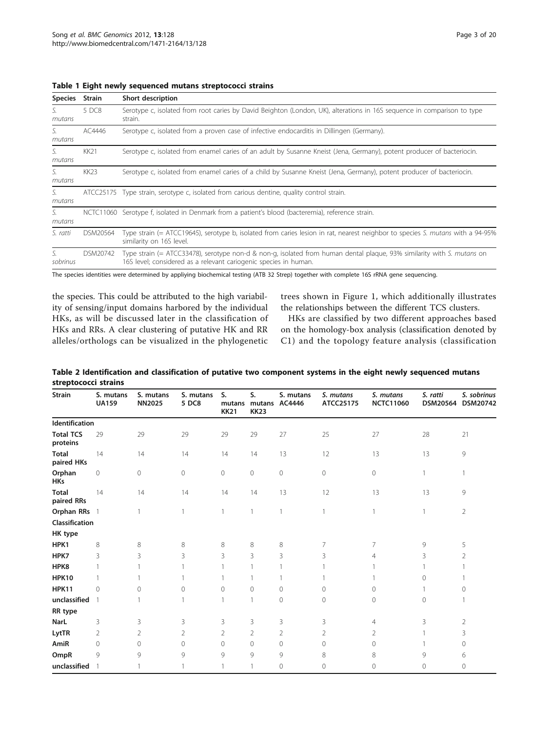**Table 1 Eight newly sequenced mutans streptococci strains**

| Species | Strain | Short description |
|---|---|---|
| *S. mutans* | 5 DC8 | Serotype c, isolated from root caries by David Beighton (London, UK), alterations in 16S sequence in comparison to type strain. |
| *S. mutans* | AC4446 | Serotype c, isolated from a proven case of infective endocarditis in Dillingen (Germany). |
| *S. mutans* | KK21 | Serotype c, isolated from enamel caries of an adult by Susanne Kneist (Jena, Germany), potent producer of bacteriocin. |
| *S. mutans* | KK23 | Serotype c, isolated from enamel caries of a child by Susanne Kneist (Jena, Germany), potent producer of bacteriocin. |
| *S. mutans* | ATCC25175 | Type strain, serotype c, isolated from carious dentine, quality control strain. |
| *S. mutans* | NCTC11060 | Serotype f, isolated in Denmark from a patient's blood (bacteremia), reference strain. |
| *S. ratti* | DSM20564 | Type strain (= ATCC19645), serotype b, isolated from caries lesion in rat, nearest neighbor to species *S. mutans* with a 94-95% similarity on 16S level. |
| *S. sobrinus* | DSM20742 | Type strain (= ATCC33478), serotype non-d & non-g, isolated from human dental plaque, 93% similarity with *S. mutans* on 16S level; considered as a relevant cariogenic species in human. |

The species identities were determined by appliying biochemical testing (ATB 32 Strep) together with complete 16S rRNA gene sequencing.

the species. This could be attributed to the high variability of sensing/input domains harbored by the individual HKs, as will be discussed later in the classification of HKs and RRs. A clear clustering of putative HK and RR alleles/orthologs can be visualized in the phylogenetic trees shown in Figure 1, which additionally illustrates the relationships between the different TCS clusters.

HKs are classified by two different approaches based on the homology-box analysis (classification denoted by C1) and the topology feature analysis (classification

**Table 2 Identification and classification of putative two component systems in the eight newly sequenced mutans streptococci strains**

| Strain | S. mutans UA159 | S. mutans NN2025 | S. mutans 5 DC8 | S. mutans KK21 | S. mutans KK23 | S. mutans AC4446 | *S. mutans* ATCC25175 | *S. mutans* NCTC11060 | *S. ratti* DSM20564 | *S. sobrinus* DSM20742 |
|---|---|---|---|---|---|---|---|---|---|---|
| **Identification** | | | | | | | | | | |
| **Total TCS proteins** | 29 | 29 | 29 | 29 | 29 | 27 | 25 | 27 | 28 | 21 |
| **Total paired HKs** | 14 | 14 | 14 | 14 | 14 | 13 | 12 | 13 | 13 | 9 |
| **Orphan HKs** | 0 | 0 | 0 | 0 | 0 | 0 | 0 | 0 | 1 | 1 |
| **Total paired RRs** | 14 | 14 | 14 | 14 | 14 | 13 | 12 | 13 | 13 | 9 |
| **Orphan RRs** | 1 | 1 | 1 | 1 | 1 | 1 | 1 | 1 | 1 | 2 |
| **Classification** | | | | | | | | | | |
| **HK type** | | | | | | | | | | |
| **HPK1** | 8 | 8 | 8 | 8 | 8 | 8 | 7 | 7 | 9 | 5 |
| **HPK7** | 3 | 3 | 3 | 3 | 3 | 3 | 3 | 4 | 3 | 2 |
| **HPK8** | 1 | 1 | 1 | 1 | 1 | 1 | 1 | 1 | 1 | 1 |
| **HPK10** | 1 | 1 | 1 | 1 | 1 | 1 | 1 | 1 | 0 | 1 |
| **HPK11** | 0 | 0 | 0 | 0 | 0 | 0 | 0 | 0 | 1 | 0 |
| **unclassified** | 1 | 1 | 1 | 1 | 1 | 0 | 0 | 0 | 0 | 1 |
| **RR type** | | | | | | | | | | |
| **NarL** | 3 | 3 | 3 | 3 | 3 | 3 | 3 | 4 | 3 | 2 |
| **LytTR** | 2 | 2 | 2 | 2 | 2 | 2 | 2 | 2 | 1 | 3 |
| **AmiR** | 0 | 0 | 0 | 0 | 0 | 0 | 0 | 0 | 1 | 0 |
| **OmpR** | 9 | 9 | 9 | 9 | 9 | 9 | 8 | 8 | 9 | 6 |
| **unclassified** | 1 | 1 | 1 | 1 | 1 | 0 | 0 | 0 | 0 | 0 |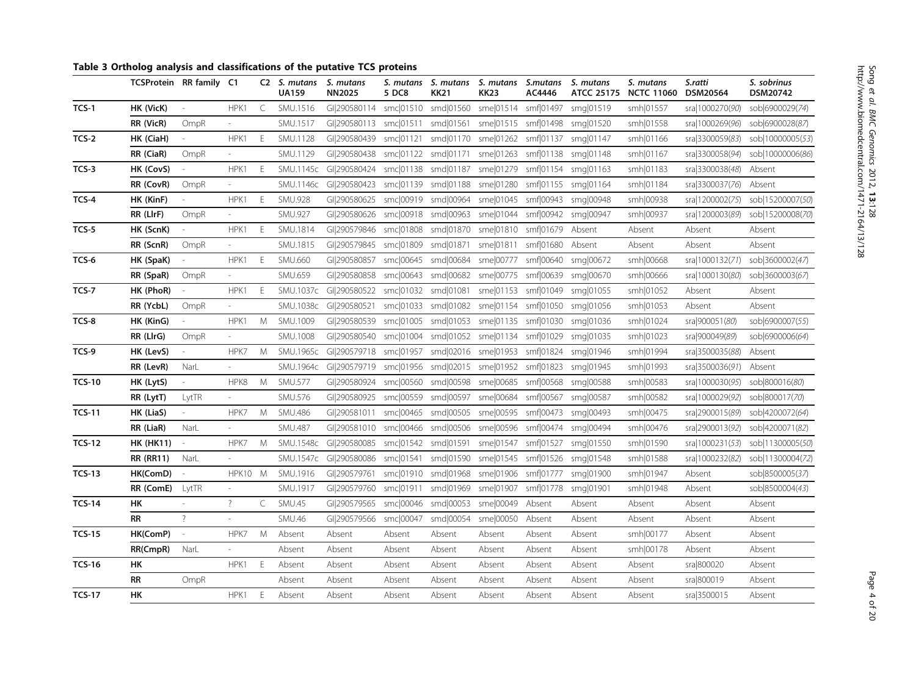**Table 3 Ortholog analysis and classifications of the putative TCS proteins**

| | TCSProtein | RR family | C1 | C2 | *S. mutans* UA159 | *S. mutans* NN2025 | *S. mutans* 5 DC8 | *S. mutans* KK21 | *S. mutans* KK23 | *S.mutans* AC4446 | *S. mutans* ATCC 25175 | *S. mutans* NCTC 11060 | *S.ratti* DSM20564 | *S. sobrinus* DSM20742 |
|---|---|---|---|---|---|---|---|---|---|---|---|---|---|---|
| TCS-1 | HK (VicK) | - | HPK1 | C | SMU.1516 | GI\|290580114 | smc\|01510 | smd\|01560 | sme\|01514 | smf\|01497 | smg\|01519 | smh\|01557 | sra\|1000270(*90*) | sob\|6900029(*74*) |
| | RR (VicR) | OmpR | - | | SMU.1517 | GI\|290580113 | smc\|01511 | smd\|01561 | sme\|01515 | smf\|01498 | smg\|01520 | smh\|01558 | sra\|1000269(*96*) | sob\|6900028(*87*) |
| TCS-2 | HK (CiaH) | - | HPK1 | E | SMU.1128 | GI\|290580439 | smc\|01121 | smd\|01170 | sme\|01262 | smf\|01137 | smg\|01147 | smh\|01166 | sra\|3300059(*83*) | sob\|10000005(*53*) |
| | RR (CiaR) | OmpR | - | | SMU.1129 | GI\|290580438 | smc\|01122 | smd\|01171 | sme\|01263 | smf\|01138 | smg\|01148 | smh\|01167 | sra\|3300058(*94*) | sob\|10000006(*86*) |
| TCS-3 | HK (CovS) | - | HPK1 | E | SMU.1145c | GI\|290580424 | smc\|01138 | smd\|01187 | sme\|01279 | smf\|01154 | smg\|01163 | smh\|01183 | sra\|3300038(*48*) | Absent |
| | RR (CovR) | OmpR | - | | SMU.1146c | GI\|290580423 | smc\|01139 | smd\|01188 | sme\|01280 | smf\|01155 | smg\|01164 | smh\|01184 | sra\|3300037(*76*) | Absent |
| TCS-4 | HK (KinF) | - | HPK1 | E | SMU.928 | GI\|290580625 | smc\|00919 | smd\|00964 | sme\|01045 | smf\|00943 | smg\|00948 | smh\|00938 | sra\|1200002(*75*) | sob\|15200007(*50*) |
| | RR (LlrF) | OmpR | - | | SMU.927 | GI\|290580626 | smc\|00918 | smd\|00963 | sme\|01044 | smf\|00942 | smg\|00947 | smh\|00937 | sra\|1200003(*89*) | sob\|15200008(*70*) |
| TCS-5 | HK (ScnK) | - | HPK1 | E | SMU.1814 | GI\|290579846 | smc\|01808 | smd\|01870 | sme\|01810 | smf\|01679 | Absent | Absent | Absent | Absent |
| | RR (ScnR) | OmpR | - | | SMU.1815 | GI\|290579845 | smc\|01809 | smd\|01871 | sme\|01811 | smf\|01680 | Absent | Absent | Absent | Absent |
| TCS-6 | HK (SpaK) | - | HPK1 | E | SMU.660 | GI\|290580857 | smc\|00645 | smd\|00684 | sme\|00777 | smf\|00640 | smg\|00672 | smh\|00668 | sra\|1000132(*71*) | sob\|3600002(*47*) |
| | RR (SpaR) | OmpR | - | | SMU.659 | GI\|290580858 | smc\|00643 | smd\|00682 | sme\|00775 | smf\|00639 | smg\|00670 | smh\|00666 | sra\|1000130(*80*) | sob\|3600003(*67*) |
| TCS-7 | HK (PhoR) | - | HPK1 | E | SMU.1037c | GI\|290580522 | smc\|01032 | smd\|01081 | sme\|01153 | smf\|01049 | smg\|01055 | smh\|01052 | Absent | Absent |
| | RR (YcbL) | OmpR | - | | SMU.1038c | GI\|290580521 | smc\|01033 | smd\|01082 | sme\|01154 | smf\|01050 | smg\|01056 | smh\|01053 | Absent | Absent |
| TCS-8 | HK (KinG) | - | HPK1 | M | SMU.1009 | GI\|290580539 | smc\|01005 | smd\|01053 | sme\|01135 | smf\|01030 | smg\|01036 | smh\|01024 | sra\|900051(*80*) | sob\|6900007(*55*) |
| | RR (LlrG) | OmpR | - | | SMU.1008 | GI\|290580540 | smc\|01004 | smd\|01052 | sme\|01134 | smf\|01029 | smg\|01035 | smh\|01023 | sra\|900049(*89*) | sob\|6900006(*64*) |
| TCS-9 | HK (LevS) | - | HPK7 | M | SMU.1965c | GI\|290579718 | smc\|01957 | smd\|02016 | sme\|01953 | smf\|01824 | smg\|01946 | smh\|01994 | sra\|3500035(*88*) | Absent |
| | RR (LevR) | NarL | - | | SMU.1964c | GI\|290579719 | smc\|01956 | smd\|02015 | sme\|01952 | smf\|01823 | smg\|01945 | smh\|01993 | sra\|3500036(*91*) | Absent |
| TCS-10 | HK (LytS) | - | HPK8 | M | SMU.577 | GI\|290580924 | smc\|00560 | smd\|00598 | sme\|00685 | smf\|00568 | smg\|00588 | smh\|00583 | sra\|1000030(*95*) | sob\|800016(*80*) |
| | RR (LytT) | LytTR | - | | SMU.576 | GI\|290580925 | smc\|00559 | smd\|00597 | sme\|00684 | smf\|00567 | smg\|00587 | smh\|00582 | sra\|1000029(*92*) | sob\|800017(*70*) |
| TCS-11 | HK (LiaS) | - | HPK7 | M | SMU.486 | GI\|290581011 | smc\|00465 | smd\|00505 | sme\|00595 | smf\|00473 | smg\|00493 | smh\|00475 | sra\|2900015(*89*) | sob\|4200072(*64*) |
| | RR (LiaR) | NarL | - | | SMU.487 | GI\|290581010 | smc\|00466 | smd\|00506 | sme\|00596 | smf\|00474 | smg\|00494 | smh\|00476 | sra\|2900013(*92*) | sob\|4200071(*82*) |
| TCS-12 | HK (HK11) | - | HPK7 | M | SMU.1548c | GI\|290580085 | smc\|01542 | smd\|01591 | sme\|01547 | smf\|01527 | smg\|01550 | smh\|01590 | sra\|1000231(*53*) | sob\|11300005(*50*) |
| | RR (RR11) | NarL | - | | SMU.1547c | GI\|290580086 | smc\|01541 | smd\|01590 | sme\|01545 | smf\|01526 | smg\|01548 | smh\|01588 | sra\|1000232(*82*) | sob\|11300004(*72*) |
| TCS-13 | HK(ComD) | - | HPK10 | M | SMU.1916 | GI\|290579761 | smc\|01910 | smd\|01968 | sme\|01906 | smf\|01777 | smg\|01900 | smh\|01947 | Absent | sob\|8500005(*37*) |
| | RR (ComE) | LytTR | - | | SMU.1917 | GI\|290579760 | smc\|01911 | smd\|01969 | sme\|01907 | smf\|01778 | smg\|01901 | smh\|01948 | Absent | sob\|8500004(*43*) |
| TCS-14 | HK | - | ? | C | SMU.45 | GI\|290579565 | smc\|00046 | smd\|00053 | sme\|00049 | Absent | Absent | Absent | Absent | Absent |
| | RR | ? | - | | SMU.46 | GI\|290579566 | smc\|00047 | smd\|00054 | sme\|00050 | Absent | Absent | Absent | Absent | Absent |
| TCS-15 | HK(ComP) | - | HPK7 | M | Absent | Absent | Absent | Absent | Absent | Absent | Absent | smh\|00177 | Absent | Absent |
| | RR(CmpR) | NarL | - | | Absent | Absent | Absent | Absent | Absent | Absent | Absent | smh\|00178 | Absent | Absent |
| TCS-16 | HK | | HPK1 | E | Absent | Absent | Absent | Absent | Absent | Absent | Absent | Absent | sra\|800020 | Absent |
| | RR | OmpR | | | Absent | Absent | Absent | Absent | Absent | Absent | Absent | Absent | sra\|800019 | Absent |
| TCS-17 | HK | | HPK1 | E | Absent | Absent | Absent | Absent | Absent | Absent | Absent | Absent | sra\|3500015 | Absent |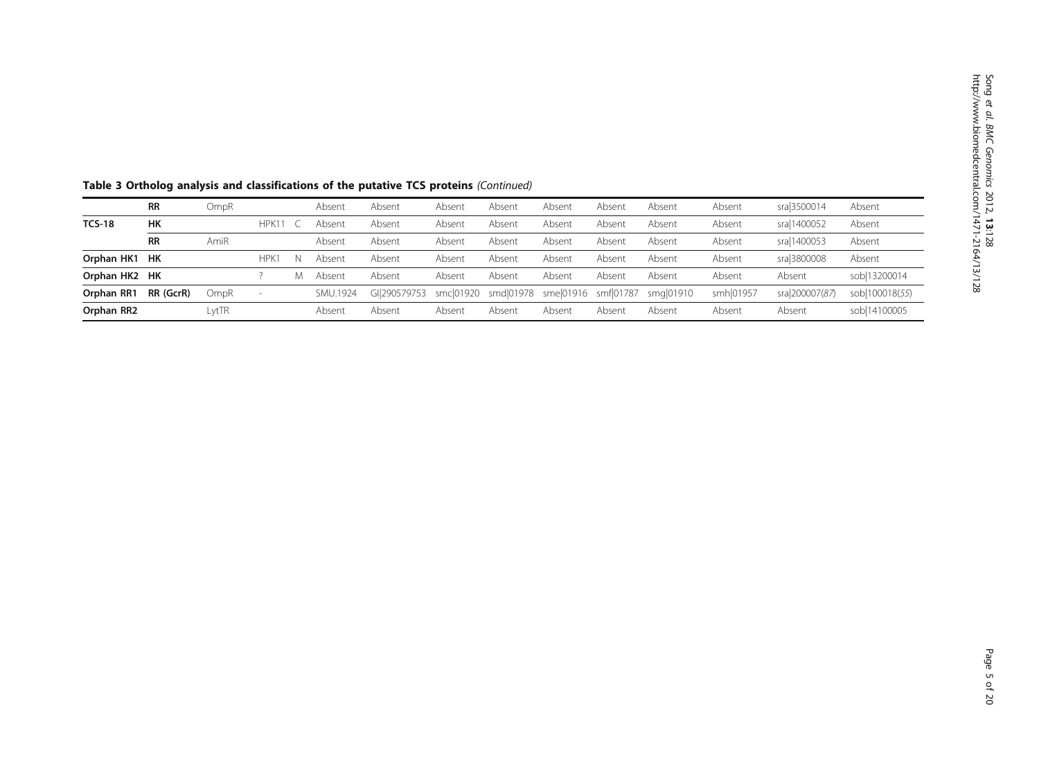**Table 3 Ortholog analysis and classifications of the putative TCS proteins** *(Continued)*

| | | | | | | | | | | | | | | | |
|---|---|---|---|---|---|---|---|---|---|---|---|---|---|---|---|
| | **RR** | OmpR | | | Absent | Absent | Absent | Absent | Absent | Absent | Absent | Absent | sra\|3500014 | Absent |
| **TCS-18** | **HK** | | HPK11 | C | Absent | Absent | Absent | Absent | Absent | Absent | Absent | Absent | sra\|1400052 | Absent |
| | **RR** | AmiR | | | Absent | Absent | Absent | Absent | Absent | Absent | Absent | Absent | sra\|1400053 | Absent |
| **Orphan HK1** | **HK** | | HPK1 | N | Absent | Absent | Absent | Absent | Absent | Absent | Absent | Absent | sra\|3800008 | Absent |
| **Orphan HK2** | **HK** | | ? | M | Absent | Absent | Absent | Absent | Absent | Absent | Absent | Absent | Absent | sob\|13200014 |
| **Orphan RR1** | **RR (GcrR)** | OmpR | - | | SMU.1924 | GI\|290579753 | smc\|01920 | smd\|01978 | sme\|01916 | smf\|01787 | smg\|01910 | smh\|01957 | sra\|200007(*87*) | sob\|100018(*55*) |
| **Orphan RR2** | | LytTR | | | Absent | Absent | Absent | Absent | Absent | Absent | Absent | Absent | Absent | sob\|14100005 |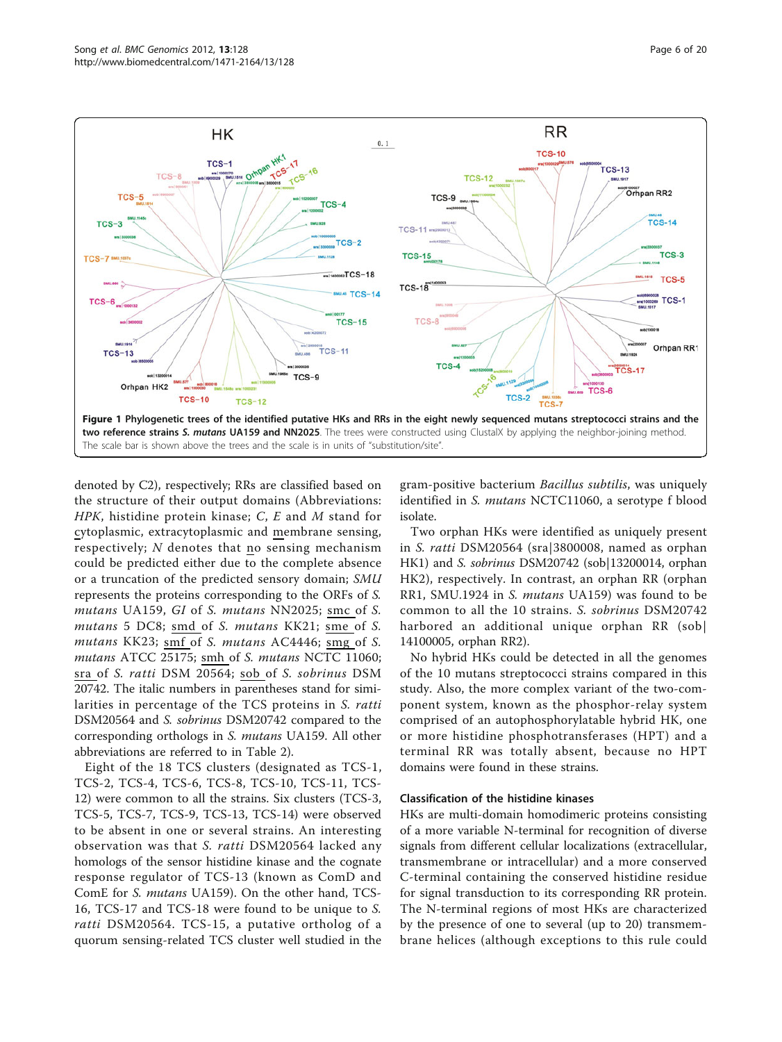**Figure 1 Phylogenetic trees of the identified putative HKs and RRs in the eight newly sequenced mutans streptococci strains and the two reference strains *S. mutans* UA159 and NN2025**. The trees were constructed using ClustalX by applying the neighbor-joining method. The scale bar is shown above the trees and the scale is in units of "substitution/site".

denoted by C2), respectively; RRs are classified based on the structure of their output domains (Abbreviations: *HPK*, histidine protein kinase; *C*, *E* and *M* stand for cytoplasmic, extracytoplasmic and membrane sensing, respectively; *N* denotes that no sensing mechanism could be predicted either due to the complete absence or a truncation of the predicted sensory domain; *SMU* represents the proteins corresponding to the ORFs of *S. mutans* UA159, *GI* of *S. mutans* NN2025; smc of *S. mutans* 5 DC8; smd of *S. mutans* KK21; sme of *S. mutans* KK23; smf of *S. mutans* AC4446; smg of *S. mutans* ATCC 25175; smh of *S. mutans* NCTC 11060; sra of *S. ratti* DSM 20564; sob of *S. sobrinus* DSM 20742. The italic numbers in parentheses stand for similarities in percentage of the TCS proteins in *S. ratti* DSM20564 and *S. sobrinus* DSM20742 compared to the corresponding orthologs in *S. mutans* UA159. All other abbreviations are referred to in Table 2).

Eight of the 18 TCS clusters (designated as TCS-1, TCS-2, TCS-4, TCS-6, TCS-8, TCS-10, TCS-11, TCS-12) were common to all the strains. Six clusters (TCS-3, TCS-5, TCS-7, TCS-9, TCS-13, TCS-14) were observed to be absent in one or several strains. An interesting observation was that *S. ratti* DSM20564 lacked any homologs of the sensor histidine kinase and the cognate response regulator of TCS-13 (known as ComD and ComE for *S. mutans* UA159). On the other hand, TCS-16, TCS-17 and TCS-18 were found to be unique to *S. ratti* DSM20564. TCS-15, a putative ortholog of a quorum sensing-related TCS cluster well studied in the gram-positive bacterium *Bacillus subtilis*, was uniquely identified in *S. mutans* NCTC11060, a serotype f blood isolate.

Two orphan HKs were identified as uniquely present in *S. ratti* DSM20564 (sra|3800008, named as orphan HK1) and *S. sobrinus* DSM20742 (sob|13200014, orphan HK2), respectively. In contrast, an orphan RR (orphan RR1, SMU.1924 in *S. mutans* UA159) was found to be common to all the 10 strains. *S. sobrinus* DSM20742 harbored an additional unique orphan RR (sob|14100005, orphan RR2).

No hybrid HKs could be detected in all the genomes of the 10 mutans streptococci strains compared in this study. Also, the more complex variant of the two-component system, known as the phosphor-relay system comprised of an autophosphorylatable hybrid HK, one or more histidine phosphotransferases (HPT) and a terminal RR was totally absent, because no HPT domains were found in these strains.

### Classification of the histidine kinases

HKs are multi-domain homodimeric proteins consisting of a more variable N-terminal for recognition of diverse signals from different cellular localizations (extracellular, transmembrane or intracellular) and a more conserved C-terminal containing the conserved histidine residue for signal transduction to its corresponding RR protein. The N-terminal regions of most HKs are characterized by the presence of one to several (up to 20) transmembrane helices (although exceptions to this rule could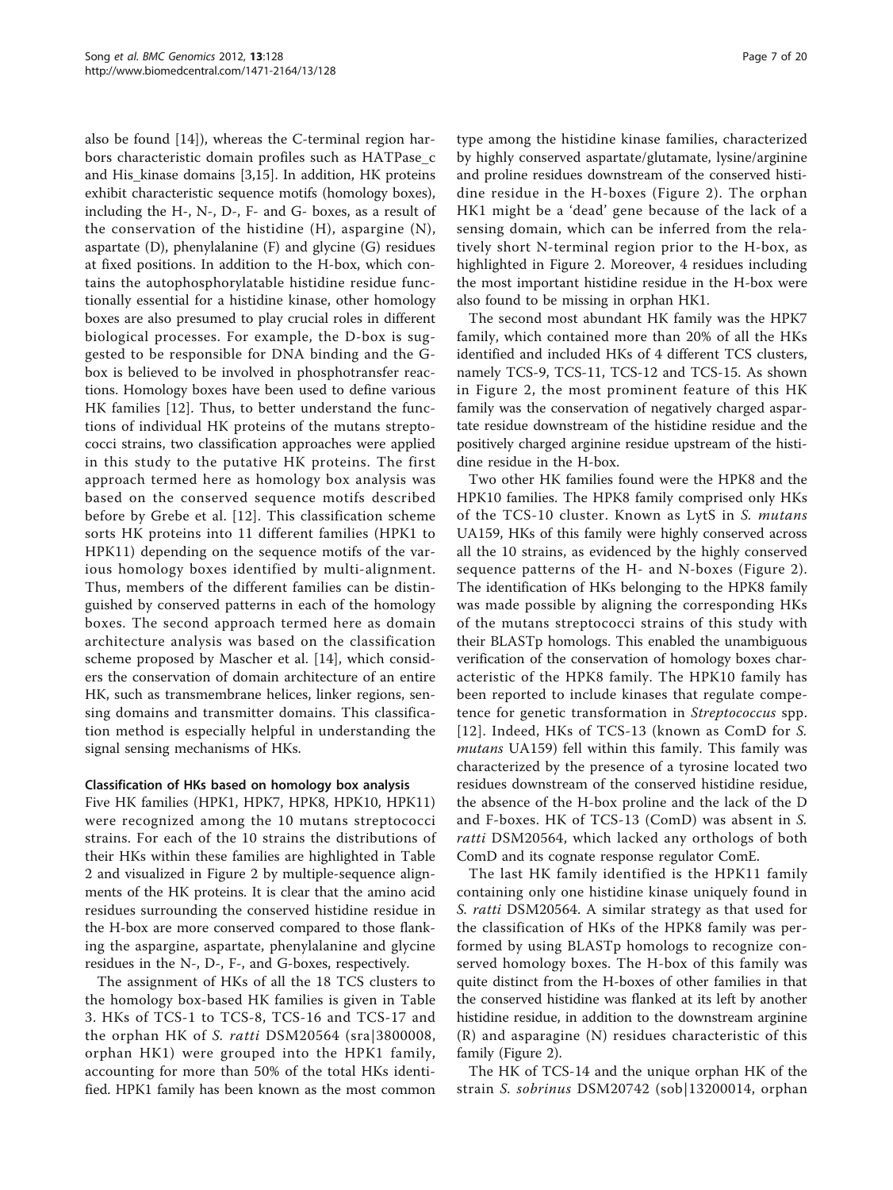also be found [14]), whereas the C-terminal region harbors characteristic domain profiles such as HATPase_c and His_kinase domains [3,15]. In addition, HK proteins exhibit characteristic sequence motifs (homology boxes), including the H-, N-, D-, F- and G- boxes, as a result of the conservation of the histidine (H), aspargine (N), aspartate (D), phenylalanine (F) and glycine (G) residues at fixed positions. In addition to the H-box, which contains the autophosphorylatable histidine residue functionally essential for a histidine kinase, other homology boxes are also presumed to play crucial roles in different biological processes. For example, the D-box is suggested to be responsible for DNA binding and the G-box is believed to be involved in phosphotransfer reactions. Homology boxes have been used to define various HK families [12]. Thus, to better understand the functions of individual HK proteins of the mutans streptococci strains, two classification approaches were applied in this study to the putative HK proteins. The first approach termed here as homology box analysis was based on the conserved sequence motifs described before by Grebe et al. [12]. This classification scheme sorts HK proteins into 11 different families (HPK1 to HPK11) depending on the sequence motifs of the various homology boxes identified by multi-alignment. Thus, members of the different families can be distinguished by conserved patterns in each of the homology boxes. The second approach termed here as domain architecture analysis was based on the classification scheme proposed by Mascher et al. [14], which considers the conservation of domain architecture of an entire HK, such as transmembrane helices, linker regions, sensing domains and transmitter domains. This classification method is especially helpful in understanding the signal sensing mechanisms of HKs.

### Classification of HKs based on homology box analysis

Five HK families (HPK1, HPK7, HPK8, HPK10, HPK11) were recognized among the 10 mutans streptococci strains. For each of the 10 strains the distributions of their HKs within these families are highlighted in Table 2 and visualized in Figure 2 by multiple-sequence alignments of the HK proteins. It is clear that the amino acid residues surrounding the conserved histidine residue in the H-box are more conserved compared to those flanking the aspargine, aspartate, phenylalanine and glycine residues in the N-, D-, F-, and G-boxes, respectively.

The assignment of HKs of all the 18 TCS clusters to the homology box-based HK families is given in Table 3. HKs of TCS-1 to TCS-8, TCS-16 and TCS-17 and the orphan HK of *S. ratti* DSM20564 (sra|3800008, orphan HK1) were grouped into the HPK1 family, accounting for more than 50% of the total HKs identified. HPK1 family has been known as the most common type among the histidine kinase families, characterized by highly conserved aspartate/glutamate, lysine/arginine and proline residues downstream of the conserved histidine residue in the H-boxes (Figure 2). The orphan HK1 might be a 'dead' gene because of the lack of a sensing domain, which can be inferred from the relatively short N-terminal region prior to the H-box, as highlighted in Figure 2. Moreover, 4 residues including the most important histidine residue in the H-box were also found to be missing in orphan HK1.

The second most abundant HK family was the HPK7 family, which contained more than 20% of all the HKs identified and included HKs of 4 different TCS clusters, namely TCS-9, TCS-11, TCS-12 and TCS-15. As shown in Figure 2, the most prominent feature of this HK family was the conservation of negatively charged aspartate residue downstream of the histidine residue and the positively charged arginine residue upstream of the histidine residue in the H-box.

Two other HK families found were the HPK8 and the HPK10 families. The HPK8 family comprised only HKs of the TCS-10 cluster. Known as LytS in *S. mutans* UA159, HKs of this family were highly conserved across all the 10 strains, as evidenced by the highly conserved sequence patterns of the H- and N-boxes (Figure 2). The identification of HKs belonging to the HPK8 family was made possible by aligning the corresponding HKs of the mutans streptococci strains of this study with their BLASTp homologs. This enabled the unambiguous verification of the conservation of homology boxes characteristic of the HPK8 family. The HPK10 family has been reported to include kinases that regulate competence for genetic transformation in *Streptococcus* spp. [12]. Indeed, HKs of TCS-13 (known as ComD for *S. mutans* UA159) fell within this family. This family was characterized by the presence of a tyrosine located two residues downstream of the conserved histidine residue, the absence of the H-box proline and the lack of the D and F-boxes. HK of TCS-13 (ComD) was absent in *S. ratti* DSM20564, which lacked any orthologs of both ComD and its cognate response regulator ComE.

The last HK family identified is the HPK11 family containing only one histidine kinase uniquely found in *S. ratti* DSM20564. A similar strategy as that used for the classification of HKs of the HPK8 family was performed by using BLASTp homologs to recognize conserved homology boxes. The H-box of this family was quite distinct from the H-boxes of other families in that the conserved histidine was flanked at its left by another histidine residue, in addition to the downstream arginine (R) and asparagine (N) residues characteristic of this family (Figure 2).

The HK of TCS-14 and the unique orphan HK of the strain *S. sobrinus* DSM20742 (sob|13200014, orphan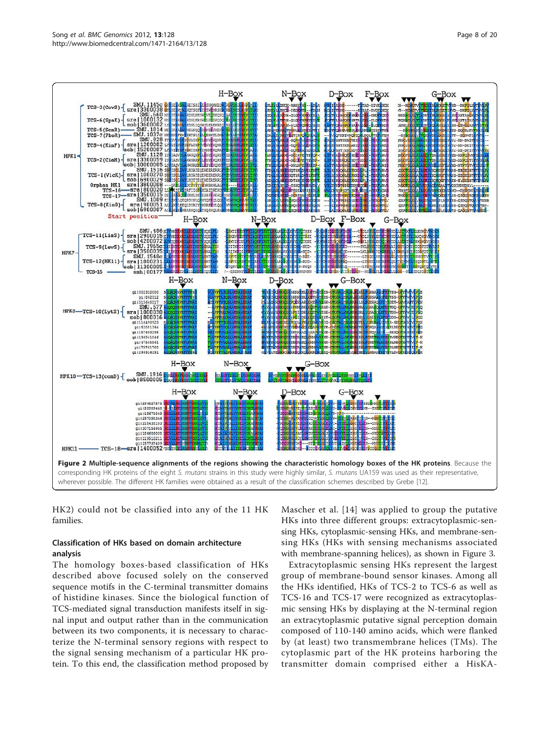**Figure 2 Multiple-sequence alignments of the regions showing the characteristic homology boxes of the HK proteins**. Because the corresponding HK proteins of the eight *S. mutans* strains in this study were highly similar, *S. mutans* UA159 was used as their representative, wherever possible. The different HK families were obtained as a result of the classification schemes described by Grebe [12].

HK2) could not be classified into any of the 11 HK families.

## Classification of HKs based on domain architecture analysis

The homology boxes-based classification of HKs described above focused solely on the conserved sequence motifs in the C-terminal transmitter domains of histidine kinases. Since the biological function of TCS-mediated signal transduction manifests itself in signal input and output rather than in the communication between its two components, it is necessary to characterize the N-terminal sensory regions with respect to the signal sensing mechanism of a particular HK protein. To this end, the classification method proposed by Mascher et al. [14] was applied to group the putative HKs into three different groups: extracytoplasmic-sensing HKs, cytoplasmic-sensing HKs, and membrane-sensing HKs (HKs with sensing mechanisms associated with membrane-spanning helices), as shown in Figure 3.

Extracytoplasmic sensing HKs represent the largest group of membrane-bound sensor kinases. Among all the HKs identified, HKs of TCS-2 to TCS-6 as well as TCS-16 and TCS-17 were recognized as extracytoplasmic sensing HKs by displaying at the N-terminal region an extracytoplasmic putative signal perception domain composed of 110-140 amino acids, which were flanked by (at least) two transmembrane helices (TMs). The cytoplasmic part of the HK proteins harboring the transmitter domain comprised either a HisKA-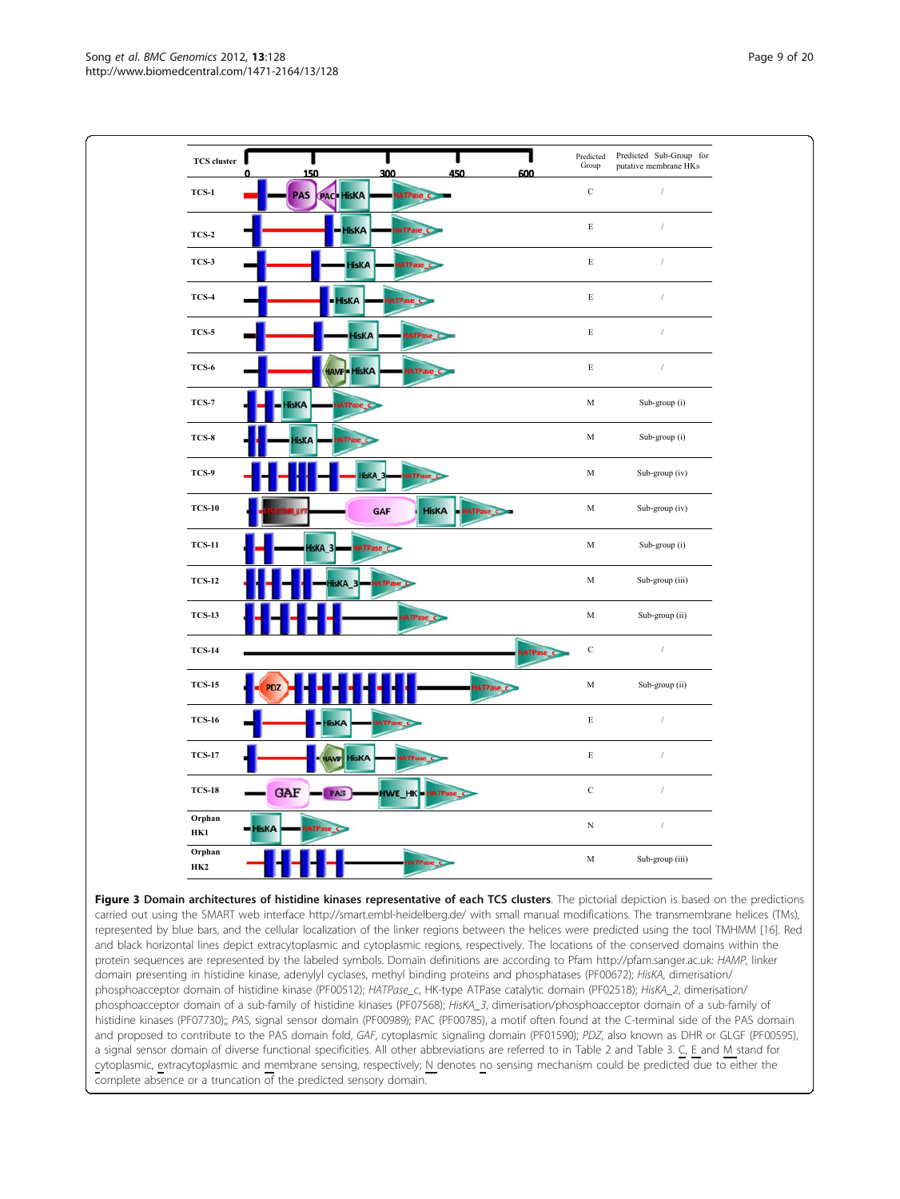| TCS cluster | Predicted Group | Predicted Sub-Group for putative membrane HKs |
|---|---|---|
| TCS-1 | C | / |
| TCS-2 | E | / |
| TCS-3 | E | / |
| TCS-4 | E | / |
| TCS-5 | E | / |
| TCS-6 | E | / |
| TCS-7 | M | Sub-group (i) |
| TCS-8 | M | Sub-group (i) |
| TCS-9 | M | Sub-group (iv) |
| TCS-10 | M | Sub-group (iv) |
| TCS-11 | M | Sub-group (i) |
| TCS-12 | M | Sub-group (iii) |
| TCS-13 | M | Sub-group (ii) |
| TCS-14 | C | / |
| TCS-15 | M | Sub-group (ii) |
| TCS-16 | E | / |
| TCS-17 | E | / |
| TCS-18 | C | / |
| Orphan HK1 | N | / |
| Orphan HK2 | M | Sub-group (iii) |

**Figure 3 Domain architectures of histidine kinases representative of each TCS clusters**. The pictorial depiction is based on the predictions carried out using the SMART web interface http://smart.embl-heidelberg.de/ with small manual modifications. The transmembrane helices (TMs), represented by blue bars, and the cellular localization of the linker regions between the helices were predicted using the tool TMHMM [16]. Red and black horizontal lines depict extracytoplasmic and cytoplasmic regions, respectively. The locations of the conserved domains within the protein sequences are represented by the labeled symbols. Domain definitions are according to Pfam http://pfam.sanger.ac.uk: *HAMP*, linker domain presenting in histidine kinase, adenylyl cyclases, methyl binding proteins and phosphatases (PF00672); *HisKA*, dimerisation/phosphoacceptor domain of histidine kinase (PF00512); *HATPase_c*, HK-type ATPase catalytic domain (PF02518); *HisKA_2*, dimerisation/phosphoacceptor domain of a sub-family of histidine kinases (PF07568); *HisKA_3*, dimerisation/phosphoacceptor domain of a sub-family of histidine kinases (PF07730);; *PAS*, signal sensor domain (PF00989); PAC (PF00785), a motif often found at the C-terminal side of the PAS domain and proposed to contribute to the PAS domain fold, *GAF*, cytoplasmic signaling domain (PF01590); *PDZ*, also known as DHR or GLGF (PF00595), a signal sensor domain of diverse functional specificities. All other abbreviations are referred to in Table 2 and Table 3. C, E and M stand for cytoplasmic, extracytoplasmic and membrane sensing, respectively; N denotes no sensing mechanism could be predicted due to either the complete absence or a truncation of the predicted sensory domain.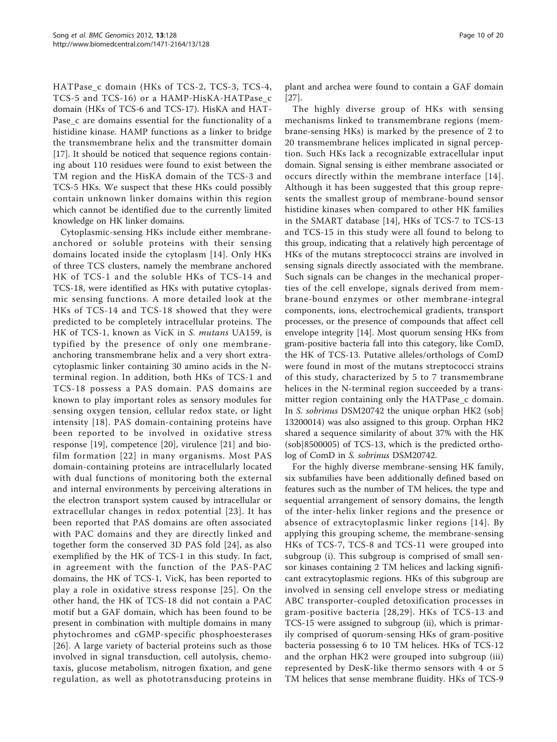HATPase_c domain (HKs of TCS-2, TCS-3, TCS-4, TCS-5 and TCS-16) or a HAMP-HisKA-HATPase_c domain (HKs of TCS-6 and TCS-17). HisKA and HATPase_c are domains essential for the functionality of a histidine kinase. HAMP functions as a linker to bridge the transmembrane helix and the transmitter domain [17]. It should be noticed that sequence regions containing about 110 residues were found to exist between the TM region and the HisKA domain of the TCS-3 and TCS-5 HKs. We suspect that these HKs could possibly contain unknown linker domains within this region which cannot be identified due to the currently limited knowledge on HK linker domains.

Cytoplasmic-sensing HKs include either membrane-anchored or soluble proteins with their sensing domains located inside the cytoplasm [14]. Only HKs of three TCS clusters, namely the membrane anchored HK of TCS-1 and the soluble HKs of TCS-14 and TCS-18, were identified as HKs with putative cytoplasmic sensing functions. A more detailed look at the HKs of TCS-14 and TCS-18 showed that they were predicted to be completely intracellular proteins. The HK of TCS-1, known as VicK in *S. mutans* UA159, is typified by the presence of only one membrane-anchoring transmembrane helix and a very short extracytoplasmic linker containing 30 amino acids in the N-terminal region. In addition, both HKs of TCS-1 and TCS-18 possess a PAS domain. PAS domains are known to play important roles as sensory modules for sensing oxygen tension, cellular redox state, or light intensity [18]. PAS domain-containing proteins have been reported to be involved in oxidative stress response [19], competence [20], virulence [21] and biofilm formation [22] in many organisms. Most PAS domain-containing proteins are intracellularly located with dual functions of monitoring both the external and internal environments by perceiving alterations in the electron transport system caused by intracellular or extracellular changes in redox potential [23]. It has been reported that PAS domains are often associated with PAC domains and they are directly linked and together form the conserved 3D PAS fold [24], as also exemplified by the HK of TCS-1 in this study. In fact, in agreement with the function of the PAS-PAC domains, the HK of TCS-1, VicK, has been reported to play a role in oxidative stress response [25]. On the other hand, the HK of TCS-18 did not contain a PAC motif but a GAF domain, which has been found to be present in combination with multiple domains in many phytochromes and cGMP-specific phosphoesterases [26]. A large variety of bacterial proteins such as those involved in signal transduction, cell autolysis, chemotaxis, glucose metabolism, nitrogen fixation, and gene regulation, as well as phototransducing proteins in plant and archea were found to contain a GAF domain [27].

The highly diverse group of HKs with sensing mechanisms linked to transmembrane regions (membrane-sensing HKs) is marked by the presence of 2 to 20 transmembrane helices implicated in signal perception. Such HKs lack a recognizable extracellular input domain. Signal sensing is either membrane associated or occurs directly within the membrane interface [14]. Although it has been suggested that this group represents the smallest group of membrane-bound sensor histidine kinases when compared to other HK families in the SMART database [14], HKs of TCS-7 to TCS-13 and TCS-15 in this study were all found to belong to this group, indicating that a relatively high percentage of HKs of the mutans streptococci strains are involved in sensing signals directly associated with the membrane. Such signals can be changes in the mechanical properties of the cell envelope, signals derived from membrane-bound enzymes or other membrane-integral components, ions, electrochemical gradients, transport processes, or the presence of compounds that affect cell envelope integrity [14]. Most quorum sensing HKs from gram-positive bacteria fall into this category, like ComD, the HK of TCS-13. Putative alleles/orthologs of ComD were found in most of the mutans streptococci strains of this study, characterized by 5 to 7 transmembrane helices in the N-terminal region succeeded by a transmitter region containing only the HATPase_c domain. In *S. sobrinus* DSM20742 the unique orphan HK2 (sob|13200014) was also assigned to this group. Orphan HK2 shared a sequence similarity of about 37% with the HK (sob|8500005) of TCS-13, which is the predicted ortholog of ComD in *S. sobrinus* DSM20742.

For the highly diverse membrane-sensing HK family, six subfamilies have been additionally defined based on features such as the number of TM helices, the type and sequential arrangement of sensory domains, the length of the inter-helix linker regions and the presence or absence of extracytoplasmic linker regions [14]. By applying this grouping scheme, the membrane-sensing HKs of TCS-7, TCS-8 and TCS-11 were grouped into subgroup (i). This subgroup is comprised of small sensor kinases containing 2 TM helices and lacking significant extracytoplasmic regions. HKs of this subgroup are involved in sensing cell envelope stress or mediating ABC transporter-coupled detoxification processes in gram-positive bacteria [28,29]. HKs of TCS-13 and TCS-15 were assigned to subgroup (ii), which is primarily comprised of quorum-sensing HKs of gram-positive bacteria possessing 6 to 10 TM helices. HKs of TCS-12 and the orphan HK2 were grouped into subgroup (iii) represented by DesK-like thermo sensors with 4 or 5 TM helices that sense membrane fluidity. HKs of TCS-9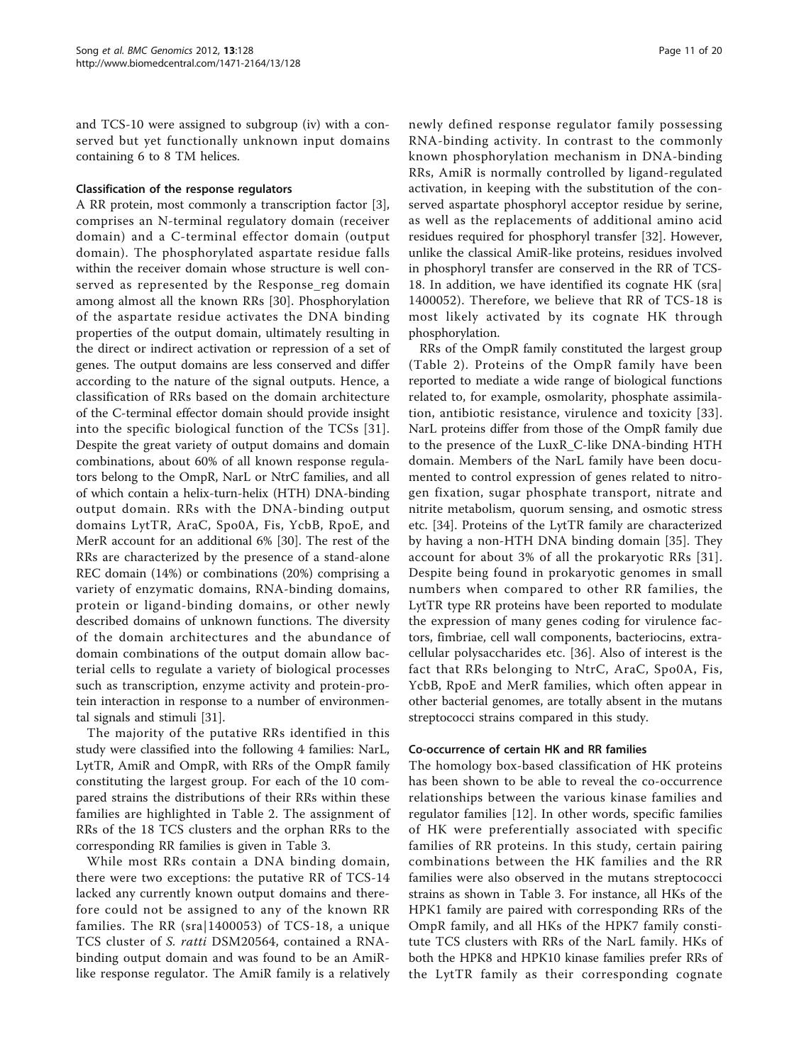and TCS-10 were assigned to subgroup (iv) with a conserved but yet functionally unknown input domains containing 6 to 8 TM helices.

### Classification of the response regulators

A RR protein, most commonly a transcription factor [3], comprises an N-terminal regulatory domain (receiver domain) and a C-terminal effector domain (output domain). The phosphorylated aspartate residue falls within the receiver domain whose structure is well conserved as represented by the Response_reg domain among almost all the known RRs [30]. Phosphorylation of the aspartate residue activates the DNA binding properties of the output domain, ultimately resulting in the direct or indirect activation or repression of a set of genes. The output domains are less conserved and differ according to the nature of the signal outputs. Hence, a classification of RRs based on the domain architecture of the C-terminal effector domain should provide insight into the specific biological function of the TCSs [31]. Despite the great variety of output domains and domain combinations, about 60% of all known response regulators belong to the OmpR, NarL or NtrC families, and all of which contain a helix-turn-helix (HTH) DNA-binding output domain. RRs with the DNA-binding output domains LytTR, AraC, Spo0A, Fis, YcbB, RpoE, and MerR account for an additional 6% [30]. The rest of the RRs are characterized by the presence of a stand-alone REC domain (14%) or combinations (20%) comprising a variety of enzymatic domains, RNA-binding domains, protein or ligand-binding domains, or other newly described domains of unknown functions. The diversity of the domain architectures and the abundance of domain combinations of the output domain allow bacterial cells to regulate a variety of biological processes such as transcription, enzyme activity and protein-protein interaction in response to a number of environmental signals and stimuli [31].

The majority of the putative RRs identified in this study were classified into the following 4 families: NarL, LytTR, AmiR and OmpR, with RRs of the OmpR family constituting the largest group. For each of the 10 compared strains the distributions of their RRs within these families are highlighted in Table 2. The assignment of RRs of the 18 TCS clusters and the orphan RRs to the corresponding RR families is given in Table 3.

While most RRs contain a DNA binding domain, there were two exceptions: the putative RR of TCS-14 lacked any currently known output domains and therefore could not be assigned to any of the known RR families. The RR (sra|1400053) of TCS-18, a unique TCS cluster of *S. ratti* DSM20564, contained a RNA-binding output domain and was found to be an AmiR-like response regulator. The AmiR family is a relatively newly defined response regulator family possessing RNA-binding activity. In contrast to the commonly known phosphorylation mechanism in DNA-binding RRs, AmiR is normally controlled by ligand-regulated activation, in keeping with the substitution of the conserved aspartate phosphoryl acceptor residue by serine, as well as the replacements of additional amino acid residues required for phosphoryl transfer [32]. However, unlike the classical AmiR-like proteins, residues involved in phosphoryl transfer are conserved in the RR of TCS-18. In addition, we have identified its cognate HK (sra|1400052). Therefore, we believe that RR of TCS-18 is most likely activated by its cognate HK through phosphorylation.

RRs of the OmpR family constituted the largest group (Table 2). Proteins of the OmpR family have been reported to mediate a wide range of biological functions related to, for example, osmolarity, phosphate assimilation, antibiotic resistance, virulence and toxicity [33]. NarL proteins differ from those of the OmpR family due to the presence of the LuxR_C-like DNA-binding HTH domain. Members of the NarL family have been documented to control expression of genes related to nitrogen fixation, sugar phosphate transport, nitrate and nitrite metabolism, quorum sensing, and osmotic stress etc. [34]. Proteins of the LytTR family are characterized by having a non-HTH DNA binding domain [35]. They account for about 3% of all the prokaryotic RRs [31]. Despite being found in prokaryotic genomes in small numbers when compared to other RR families, the LytTR type RR proteins have been reported to modulate the expression of many genes coding for virulence factors, fimbriae, cell wall components, bacteriocins, extracellular polysaccharides etc. [36]. Also of interest is the fact that RRs belonging to NtrC, AraC, Spo0A, Fis, YcbB, RpoE and MerR families, which often appear in other bacterial genomes, are totally absent in the mutans streptococci strains compared in this study.

### Co-occurrence of certain HK and RR families

The homology box-based classification of HK proteins has been shown to be able to reveal the co-occurrence relationships between the various kinase families and regulator families [12]. In other words, specific families of HK were preferentially associated with specific families of RR proteins. In this study, certain pairing combinations between the HK families and the RR families were also observed in the mutans streptococci strains as shown in Table 3. For instance, all HKs of the HPK1 family are paired with corresponding RRs of the OmpR family, and all HKs of the HPK7 family constitute TCS clusters with RRs of the NarL family. HKs of both the HPK8 and HPK10 kinase families prefer RRs of the LytTR family as their corresponding cognate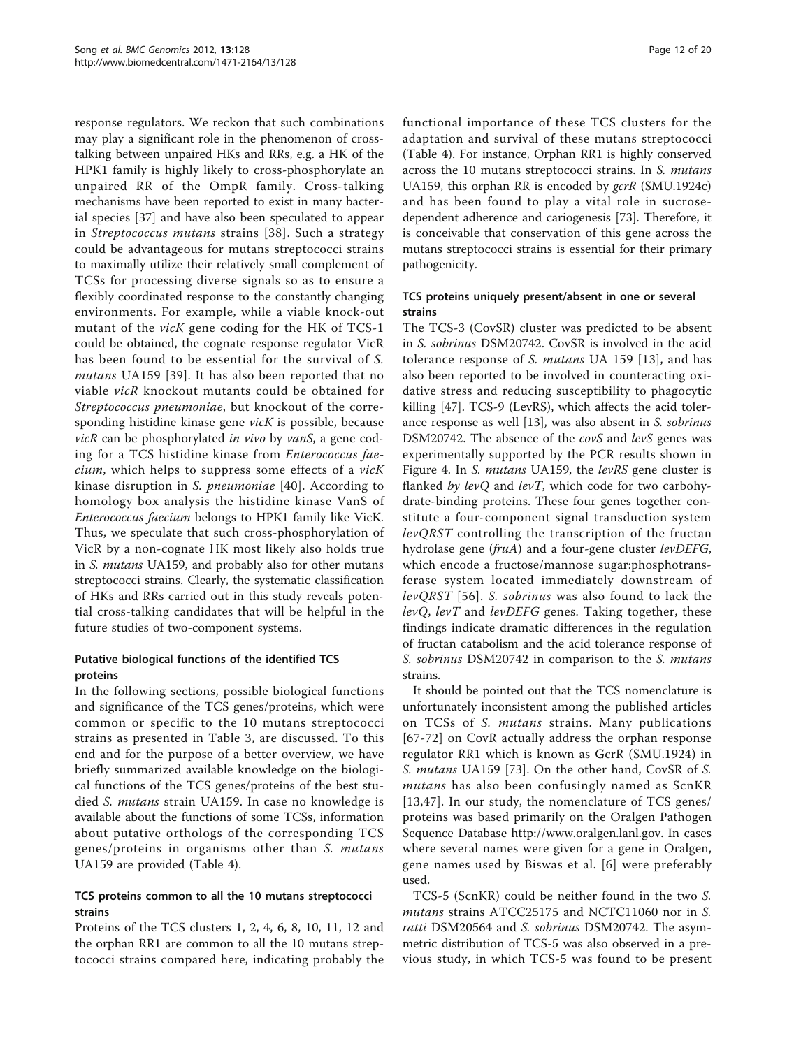response regulators. We reckon that such combinations may play a significant role in the phenomenon of cross-talking between unpaired HKs and RRs, e.g. a HK of the HPK1 family is highly likely to cross-phosphorylate an unpaired RR of the OmpR family. Cross-talking mechanisms have been reported to exist in many bacterial species [37] and have also been speculated to appear in *Streptococcus mutans* strains [38]. Such a strategy could be advantageous for mutans streptococci strains to maximally utilize their relatively small complement of TCSs for processing diverse signals so as to ensure a flexibly coordinated response to the constantly changing environments. For example, while a viable knock-out mutant of the *vicK* gene coding for the HK of TCS-1 could be obtained, the cognate response regulator VicR has been found to be essential for the survival of *S. mutans* UA159 [39]. It has also been reported that no viable *vicR* knockout mutants could be obtained for *Streptococcus pneumoniae*, but knockout of the corresponding histidine kinase gene *vicK* is possible, because *vicR* can be phosphorylated *in vivo* by *vanS*, a gene coding for a TCS histidine kinase from *Enterococcus faecium*, which helps to suppress some effects of a *vicK* kinase disruption in *S. pneumoniae* [40]. According to homology box analysis the histidine kinase VanS of *Enterococcus faecium* belongs to HPK1 family like VicK. Thus, we speculate that such cross-phosphorylation of VicR by a non-cognate HK most likely also holds true in *S. mutans* UA159, and probably also for other mutans streptococci strains. Clearly, the systematic classification of HKs and RRs carried out in this study reveals potential cross-talking candidates that will be helpful in the future studies of two-component systems.

### Putative biological functions of the identified TCS proteins

In the following sections, possible biological functions and significance of the TCS genes/proteins, which were common or specific to the 10 mutans streptococci strains as presented in Table 3, are discussed. To this end and for the purpose of a better overview, we have briefly summarized available knowledge on the biological functions of the TCS genes/proteins of the best studied *S. mutans* strain UA159. In case no knowledge is available about the functions of some TCSs, information about putative orthologs of the corresponding TCS genes/proteins in organisms other than *S. mutans* UA159 are provided (Table 4).

### TCS proteins common to all the 10 mutans streptococci strains

Proteins of the TCS clusters 1, 2, 4, 6, 8, 10, 11, 12 and the orphan RR1 are common to all the 10 mutans streptococci strains compared here, indicating probably the functional importance of these TCS clusters for the adaptation and survival of these mutans streptococci (Table 4). For instance, Orphan RR1 is highly conserved across the 10 mutans streptococci strains. In *S. mutans* UA159, this orphan RR is encoded by *gcrR* (SMU.1924c) and has been found to play a vital role in sucrose-dependent adherence and cariogenesis [73]. Therefore, it is conceivable that conservation of this gene across the mutans streptococci strains is essential for their primary pathogenicity.

### TCS proteins uniquely present/absent in one or several strains

The TCS-3 (CovSR) cluster was predicted to be absent in *S. sobrinus* DSM20742. CovSR is involved in the acid tolerance response of *S. mutans* UA 159 [13], and has also been reported to be involved in counteracting oxidative stress and reducing susceptibility to phagocytic killing [47]. TCS-9 (LevRS), which affects the acid tolerance response as well [13], was also absent in *S. sobrinus* DSM20742. The absence of the *covS* and *levS* genes was experimentally supported by the PCR results shown in Figure 4. In *S. mutans* UA159, the *levRS* gene cluster is flanked *by levQ* and *levT*, which code for two carbohydrate-binding proteins. These four genes together constitute a four-component signal transduction system *levQRST* controlling the transcription of the fructan hydrolase gene (*fruA*) and a four-gene cluster *levDEFG*, which encode a fructose/mannose sugar:phosphotransferase system located immediately downstream of *levQRST* [56]. *S. sobrinus* was also found to lack the *levQ*, *levT* and *levDEFG* genes. Taking together, these findings indicate dramatic differences in the regulation of fructan catabolism and the acid tolerance response of *S. sobrinus* DSM20742 in comparison to the *S. mutans* strains.

It should be pointed out that the TCS nomenclature is unfortunately inconsistent among the published articles on TCSs of *S. mutans* strains. Many publications [67-72] on CovR actually address the orphan response regulator RR1 which is known as GcrR (SMU.1924) in *S. mutans* UA159 [73]. On the other hand, CovSR of *S. mutans* has also been confusingly named as ScnKR [13,47]. In our study, the nomenclature of TCS genes/proteins was based primarily on the Oralgen Pathogen Sequence Database http://www.oralgen.lanl.gov. In cases where several names were given for a gene in Oralgen, gene names used by Biswas et al. [6] were preferably used.

TCS-5 (ScnKR) could be neither found in the two *S. mutans* strains ATCC25175 and NCTC11060 nor in *S. ratti* DSM20564 and *S. sobrinus* DSM20742. The asymmetric distribution of TCS-5 was also observed in a previous study, in which TCS-5 was found to be present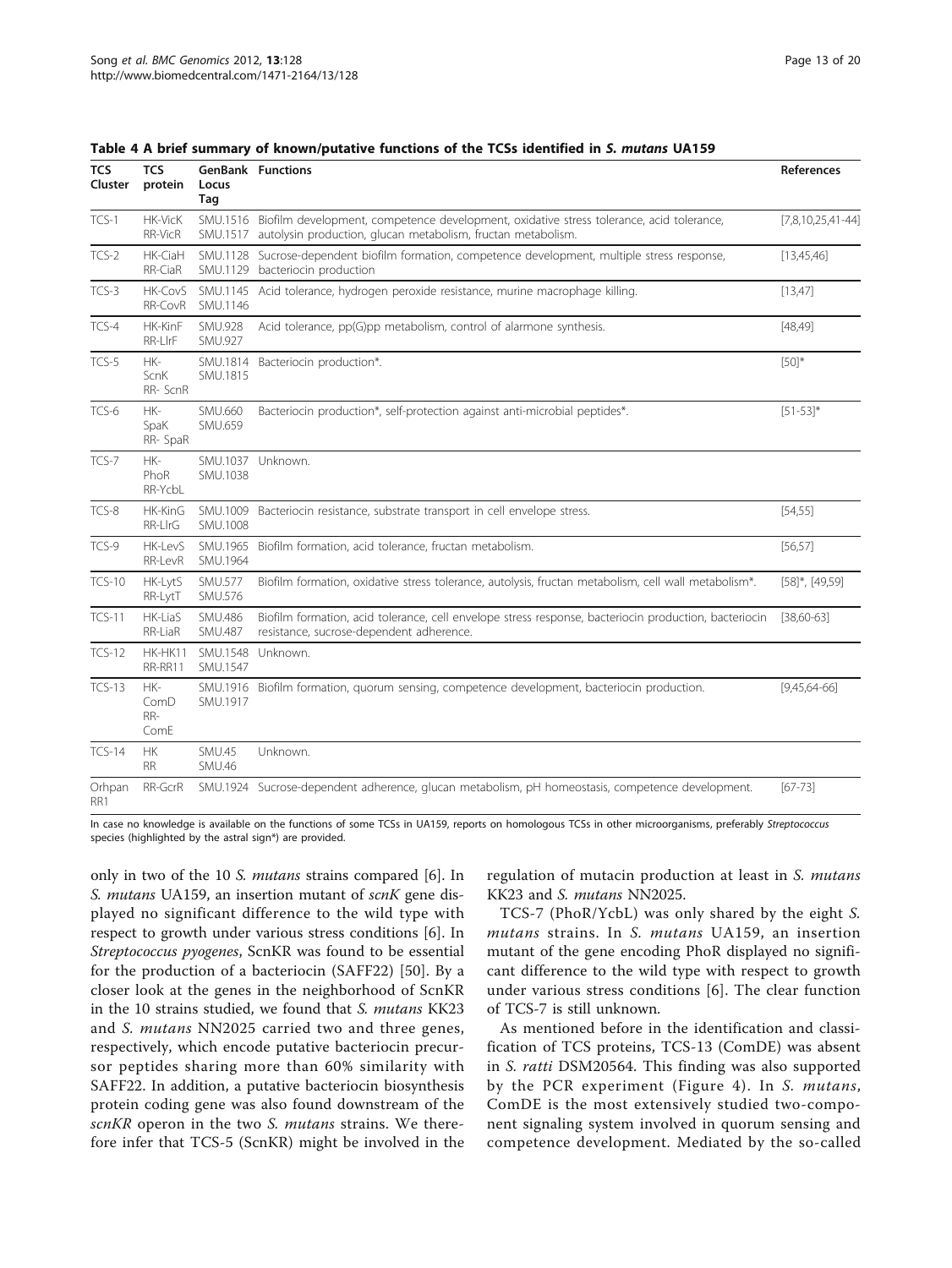**Table 4 A brief summary of known/putative functions of the TCSs identified in *S. mutans* UA159**

| TCS Cluster | TCS protein | GenBank Locus Tag | Functions | References |
|---|---|---|---|---|
| TCS-1 | HK-VicK RR-VicR | SMU.1516 SMU.1517 | Biofilm development, competence development, oxidative stress tolerance, acid tolerance, autolysin production, glucan metabolism, fructan metabolism. | [7,8,10,25,41-44] |
| TCS-2 | HK-CiaH RR-CiaR | SMU.1128 SMU.1129 | Sucrose-dependent biofilm formation, competence development, multiple stress response, bacteriocin production | [13,45,46] |
| TCS-3 | HK-CovS RR-CovR | SMU.1145 SMU.1146 | Acid tolerance, hydrogen peroxide resistance, murine macrophage killing. | [13,47] |
| TCS-4 | HK-KinF RR-LlrF | SMU.928 SMU.927 | Acid tolerance, pp(G)pp metabolism, control of alarmone synthesis. | [48,49] |
| TCS-5 | HK-ScnK RR- ScnR | SMU.1814 SMU.1815 | Bacteriocin production*. | [50]* |
| TCS-6 | HK-SpaK RR- SpaR | SMU.660 SMU.659 | Bacteriocin production*, self-protection against anti-microbial peptides*. | [51-53]* |
| TCS-7 | HK-PhoR RR-YcbL | SMU.1037 SMU.1038 | Unknown. | |
| TCS-8 | HK-KinG RR-LlrG | SMU.1009 SMU.1008 | Bacteriocin resistance, substrate transport in cell envelope stress. | [54,55] |
| TCS-9 | HK-LevS RR-LevR | SMU.1965 SMU.1964 | Biofilm formation, acid tolerance, fructan metabolism. | [56,57] |
| TCS-10 | HK-LytS RR-LytT | SMU.577 SMU.576 | Biofilm formation, oxidative stress tolerance, autolysis, fructan metabolism, cell wall metabolism*. | [58]*, [49,59] |
| TCS-11 | HK-LiaS RR-LiaR | SMU.486 SMU.487 | Biofilm formation, acid tolerance, cell envelope stress response, bacteriocin production, bacteriocin resistance, sucrose-dependent adherence. | [38,60-63] |
| TCS-12 | HK-HK11 RR-RR11 | SMU.1548 SMU.1547 | Unknown. | |
| TCS-13 | HK-ComD RR-ComE | SMU.1916 SMU.1917 | Biofilm formation, quorum sensing, competence development, bacteriocin production. | [9,45,64-66] |
| TCS-14 | HK RR | SMU.45 SMU.46 | Unknown. | |
| Orhpan RR1 | RR-GcrR | SMU.1924 | Sucrose-dependent adherence, glucan metabolism, pH homeostasis, competence development. | [67-73] |

In case no knowledge is available on the functions of some TCSs in UA159, reports on homologous TCSs in other microorganisms, preferably *Streptococcus* species (highlighted by the astral sign*) are provided.

only in two of the 10 *S. mutans* strains compared [6]. In *S. mutans* UA159, an insertion mutant of *scnK* gene displayed no significant difference to the wild type with respect to growth under various stress conditions [6]. In *Streptococcus pyogenes*, ScnKR was found to be essential for the production of a bacteriocin (SAFF22) [50]. By a closer look at the genes in the neighborhood of ScnKR in the 10 strains studied, we found that *S. mutans* KK23 and *S. mutans* NN2025 carried two and three genes, respectively, which encode putative bacteriocin precursor peptides sharing more than 60% similarity with SAFF22. In addition, a putative bacteriocin biosynthesis protein coding gene was also found downstream of the *scnKR* operon in the two *S. mutans* strains. We therefore infer that TCS-5 (ScnKR) might be involved in the regulation of mutacin production at least in *S. mutans* KK23 and *S. mutans* NN2025.

TCS-7 (PhoR/YcbL) was only shared by the eight *S. mutans* strains. In *S. mutans* UA159, an insertion mutant of the gene encoding PhoR displayed no significant difference to the wild type with respect to growth under various stress conditions [6]. The clear function of TCS-7 is still unknown.

As mentioned before in the identification and classification of TCS proteins, TCS-13 (ComDE) was absent in *S. ratti* DSM20564. This finding was also supported by the PCR experiment (Figure 4). In *S. mutans*, ComDE is the most extensively studied two-component signaling system involved in quorum sensing and competence development. Mediated by the so-called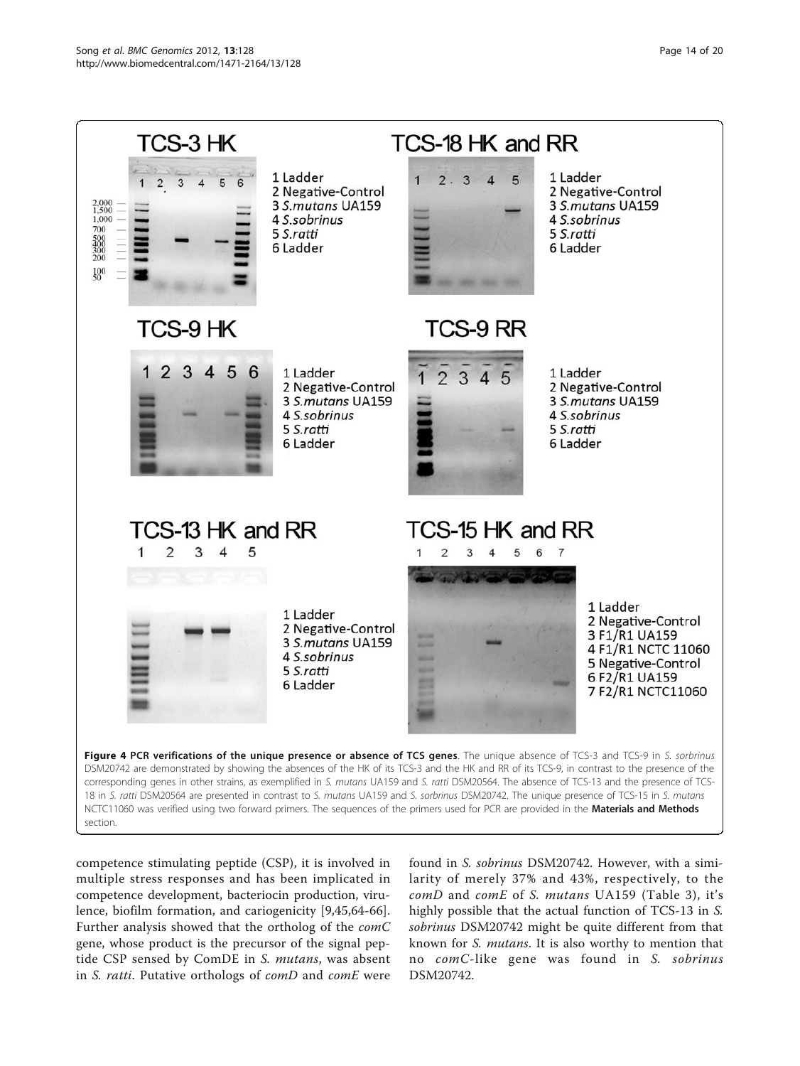**Figure 4 PCR verifications of the unique presence or absence of TCS genes**. The unique absence of TCS-3 and TCS-9 in *S. sorbrinus* DSM20742 are demonstrated by showing the absences of the HK of its TCS-3 and the HK and RR of its TCS-9, in contrast to the presence of the corresponding genes in other strains, as exemplified in *S. mutans* UA159 and *S. ratti* DSM20564. The absence of TCS-13 and the presence of TCS-18 in *S. ratti* DSM20564 are presented in contrast to *S. mutans* UA159 and *S. sorbrinus* DSM20742. The unique presence of TCS-15 in *S. mutans* NCTC11060 was verified using two forward primers. The sequences of the primers used for PCR are provided in the **Materials and Methods** section.

competence stimulating peptide (CSP), it is involved in multiple stress responses and has been implicated in competence development, bacteriocin production, virulence, biofilm formation, and cariogenicity [9,45,64-66]. Further analysis showed that the ortholog of the *comC* gene, whose product is the precursor of the signal peptide CSP sensed by ComDE in *S. mutans*, was absent in *S. ratti*. Putative orthologs of *comD* and *comE* were found in *S. sobrinus* DSM20742. However, with a similarity of merely 37% and 43%, respectively, to the *comD* and *comE* of *S. mutans* UA159 (Table 3), it's highly possible that the actual function of TCS-13 in *S. sobrinus* DSM20742 might be quite different from that known for *S. mutans*. It is also worthy to mention that no *comC*-like gene was found in *S. sobrinus* DSM20742.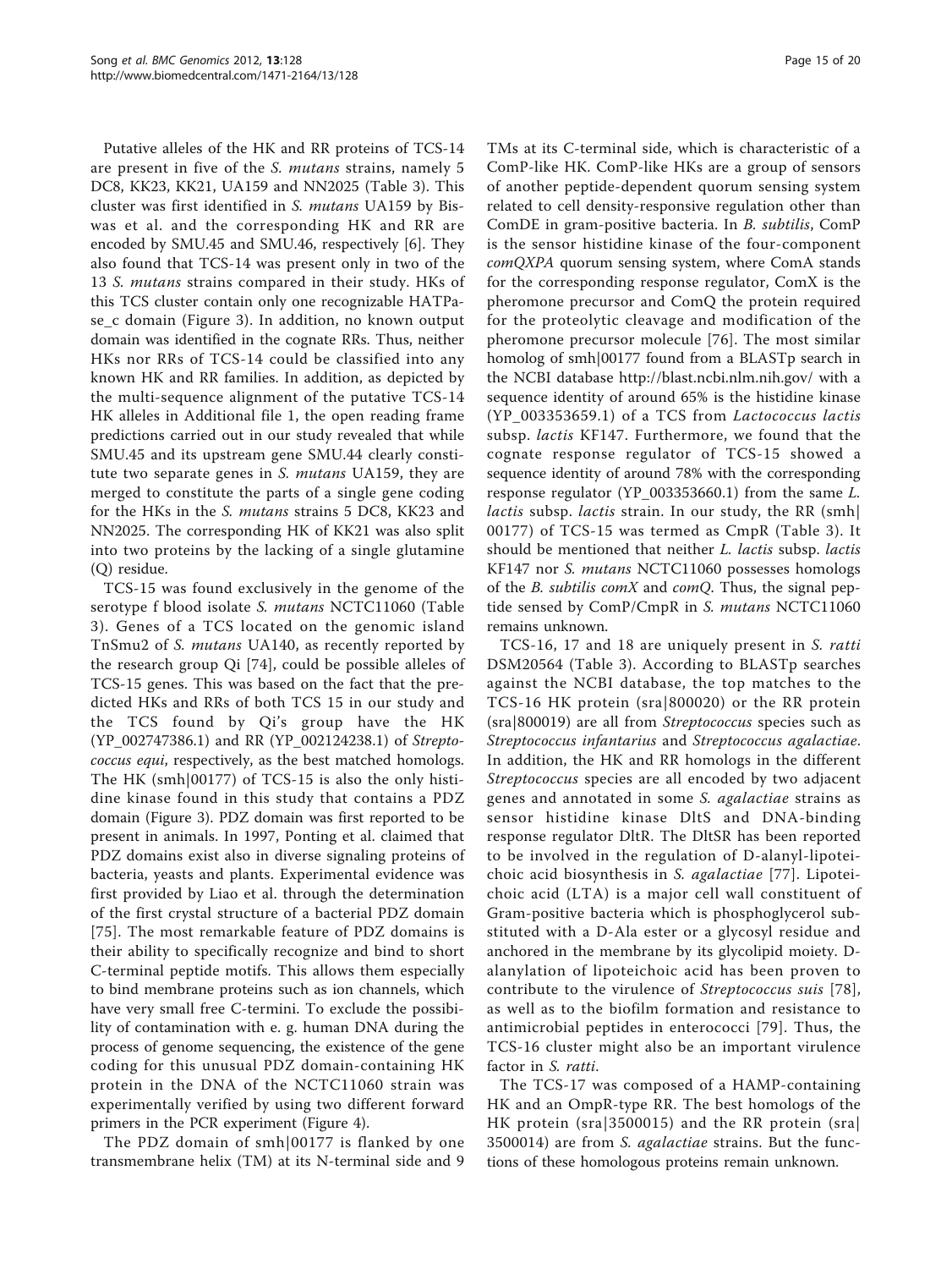Putative alleles of the HK and RR proteins of TCS-14 are present in five of the *S. mutans* strains, namely 5 DC8, KK23, KK21, UA159 and NN2025 (Table 3). This cluster was first identified in *S. mutans* UA159 by Biswas et al. and the corresponding HK and RR are encoded by SMU.45 and SMU.46, respectively [6]. They also found that TCS-14 was present only in two of the 13 *S. mutans* strains compared in their study. HKs of this TCS cluster contain only one recognizable HATPase_c domain (Figure 3). In addition, no known output domain was identified in the cognate RRs. Thus, neither HKs nor RRs of TCS-14 could be classified into any known HK and RR families. In addition, as depicted by the multi-sequence alignment of the putative TCS-14 HK alleles in Additional file 1, the open reading frame predictions carried out in our study revealed that while SMU.45 and its upstream gene SMU.44 clearly constitute two separate genes in *S. mutans* UA159, they are merged to constitute the parts of a single gene coding for the HKs in the *S. mutans* strains 5 DC8, KK23 and NN2025. The corresponding HK of KK21 was also split into two proteins by the lacking of a single glutamine (Q) residue.

TCS-15 was found exclusively in the genome of the serotype f blood isolate *S. mutans* NCTC11060 (Table 3). Genes of a TCS located on the genomic island TnSmu2 of *S. mutans* UA140, as recently reported by the research group Qi [74], could be possible alleles of TCS-15 genes. This was based on the fact that the predicted HKs and RRs of both TCS 15 in our study and the TCS found by Qi's group have the HK (YP_002747386.1) and RR (YP_002124238.1) of *Streptococcus equi*, respectively, as the best matched homologs. The HK (smh|00177) of TCS-15 is also the only histidine kinase found in this study that contains a PDZ domain (Figure 3). PDZ domain was first reported to be present in animals. In 1997, Ponting et al. claimed that PDZ domains exist also in diverse signaling proteins of bacteria, yeasts and plants. Experimental evidence was first provided by Liao et al. through the determination of the first crystal structure of a bacterial PDZ domain [75]. The most remarkable feature of PDZ domains is their ability to specifically recognize and bind to short C-terminal peptide motifs. This allows them especially to bind membrane proteins such as ion channels, which have very small free C-termini. To exclude the possibility of contamination with e. g. human DNA during the process of genome sequencing, the existence of the gene coding for this unusual PDZ domain-containing HK protein in the DNA of the NCTC11060 strain was experimentally verified by using two different forward primers in the PCR experiment (Figure 4).

The PDZ domain of smh|00177 is flanked by one transmembrane helix (TM) at its N-terminal side and 9 TMs at its C-terminal side, which is characteristic of a ComP-like HK. ComP-like HKs are a group of sensors of another peptide-dependent quorum sensing system related to cell density-responsive regulation other than ComDE in gram-positive bacteria. In *B. subtilis*, ComP is the sensor histidine kinase of the four-component *comQXPA* quorum sensing system, where ComA stands for the corresponding response regulator, ComX is the pheromone precursor and ComQ the protein required for the proteolytic cleavage and modification of the pheromone precursor molecule [76]. The most similar homolog of smh|00177 found from a BLASTp search in the NCBI database http://blast.ncbi.nlm.nih.gov/ with a sequence identity of around 65% is the histidine kinase (YP_003353659.1) of a TCS from *Lactococcus lactis* subsp. *lactis* KF147. Furthermore, we found that the cognate response regulator of TCS-15 showed a sequence identity of around 78% with the corresponding response regulator (YP_003353660.1) from the same *L. lactis* subsp. *lactis* strain. In our study, the RR (smh|00177) of TCS-15 was termed as CmpR (Table 3). It should be mentioned that neither *L. lactis* subsp. *lactis* KF147 nor *S. mutans* NCTC11060 possesses homologs of the *B. subtilis comX* and *comQ*. Thus, the signal peptide sensed by ComP/CmpR in *S. mutans* NCTC11060 remains unknown.

TCS-16, 17 and 18 are uniquely present in *S. ratti* DSM20564 (Table 3). According to BLASTp searches against the NCBI database, the top matches to the TCS-16 HK protein (sra|800020) or the RR protein (sra|800019) are all from *Streptococcus* species such as *Streptococcus infantarius* and *Streptococcus agalactiae*. In addition, the HK and RR homologs in the different *Streptococcus* species are all encoded by two adjacent genes and annotated in some *S. agalactiae* strains as sensor histidine kinase DltS and DNA-binding response regulator DltR. The DltSR has been reported to be involved in the regulation of D-alanyl-lipoteichoic acid biosynthesis in *S. agalactiae* [77]. Lipoteichoic acid (LTA) is a major cell wall constituent of Gram-positive bacteria which is phosphoglycerol substituted with a D-Ala ester or a glycosyl residue and anchored in the membrane by its glycolipid moiety. D-alanylation of lipoteichoic acid has been proven to contribute to the virulence of *Streptococcus suis* [78], as well as to the biofilm formation and resistance to antimicrobial peptides in enterococci [79]. Thus, the TCS-16 cluster might also be an important virulence factor in *S. ratti*.

The TCS-17 was composed of a HAMP-containing HK and an OmpR-type RR. The best homologs of the HK protein (sra|3500015) and the RR protein (sra|3500014) are from *S. agalactiae* strains. But the functions of these homologous proteins remain unknown.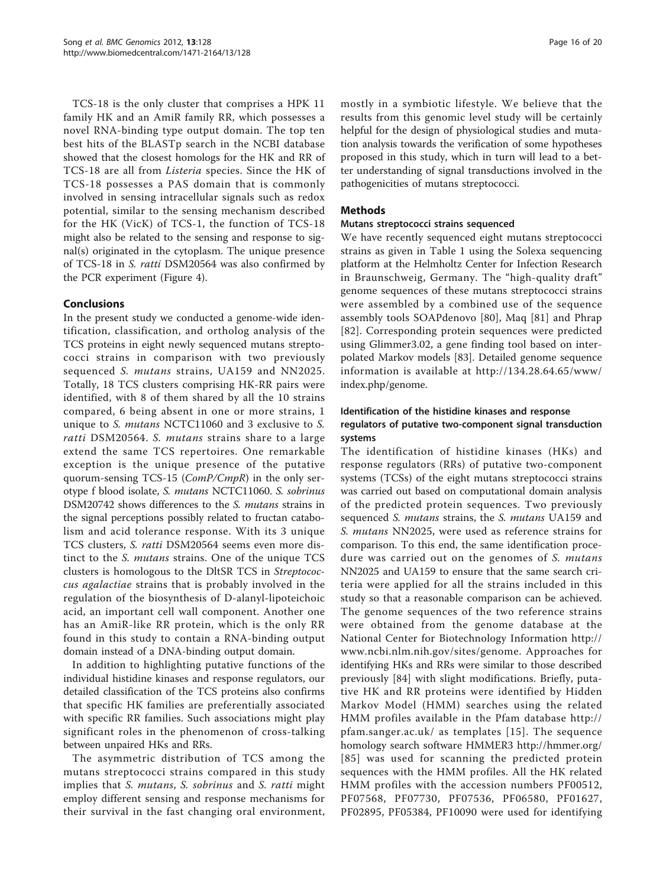TCS-18 is the only cluster that comprises a HPK 11 family HK and an AmiR family RR, which possesses a novel RNA-binding type output domain. The top ten best hits of the BLASTp search in the NCBI database showed that the closest homologs for the HK and RR of TCS-18 are all from *Listeria* species. Since the HK of TCS-18 possesses a PAS domain that is commonly involved in sensing intracellular signals such as redox potential, similar to the sensing mechanism described for the HK (VicK) of TCS-1, the function of TCS-18 might also be related to the sensing and response to signal(s) originated in the cytoplasm. The unique presence of TCS-18 in *S. ratti* DSM20564 was also confirmed by the PCR experiment (Figure 4).

## Conclusions

In the present study we conducted a genome-wide identification, classification, and ortholog analysis of the TCS proteins in eight newly sequenced mutans streptococci strains in comparison with two previously sequenced *S. mutans* strains, UA159 and NN2025. Totally, 18 TCS clusters comprising HK-RR pairs were identified, with 8 of them shared by all the 10 strains compared, 6 being absent in one or more strains, 1 unique to *S. mutans* NCTC11060 and 3 exclusive to *S. ratti* DSM20564. *S. mutans* strains share to a large extend the same TCS repertoires. One remarkable exception is the unique presence of the putative quorum-sensing TCS-15 (*ComP/CmpR*) in the only serotype f blood isolate, *S. mutans* NCTC11060. *S. sobrinus* DSM20742 shows differences to the *S. mutans* strains in the signal perceptions possibly related to fructan catabolism and acid tolerance response. With its 3 unique TCS clusters, *S. ratti* DSM20564 seems even more distinct to the *S. mutans* strains. One of the unique TCS clusters is homologous to the DltSR TCS in *Streptococcus agalactiae* strains that is probably involved in the regulation of the biosynthesis of D-alanyl-lipoteichoic acid, an important cell wall component. Another one has an AmiR-like RR protein, which is the only RR found in this study to contain a RNA-binding output domain instead of a DNA-binding output domain.

In addition to highlighting putative functions of the individual histidine kinases and response regulators, our detailed classification of the TCS proteins also confirms that specific HK families are preferentially associated with specific RR families. Such associations might play significant roles in the phenomenon of cross-talking between unpaired HKs and RRs.

The asymmetric distribution of TCS among the mutans streptococci strains compared in this study implies that *S. mutans*, *S. sobrinus* and *S. ratti* might employ different sensing and response mechanisms for their survival in the fast changing oral environment, mostly in a symbiotic lifestyle. We believe that the results from this genomic level study will be certainly helpful for the design of physiological studies and mutation analysis towards the verification of some hypotheses proposed in this study, which in turn will lead to a better understanding of signal transductions involved in the pathogenicities of mutans streptococci.

## Methods

### Mutans streptococci strains sequenced

We have recently sequenced eight mutans streptococci strains as given in Table 1 using the Solexa sequencing platform at the Helmholtz Center for Infection Research in Braunschweig, Germany. The "high-quality draft" genome sequences of these mutans streptococci strains were assembled by a combined use of the sequence assembly tools SOAPdenovo [80], Maq [81] and Phrap [82]. Corresponding protein sequences were predicted using Glimmer3.02, a gene finding tool based on interpolated Markov models [83]. Detailed genome sequence information is available at http://134.28.64.65/www/index.php/genome.

### Identification of the histidine kinases and response regulators of putative two-component signal transduction systems

The identification of histidine kinases (HKs) and response regulators (RRs) of putative two-component systems (TCSs) of the eight mutans streptococci strains was carried out based on computational domain analysis of the predicted protein sequences. Two previously sequenced *S. mutans* strains, the *S. mutans* UA159 and *S. mutans* NN2025, were used as reference strains for comparison. To this end, the same identification procedure was carried out on the genomes of *S. mutans* NN2025 and UA159 to ensure that the same search criteria were applied for all the strains included in this study so that a reasonable comparison can be achieved. The genome sequences of the two reference strains were obtained from the genome database at the National Center for Biotechnology Information http://www.ncbi.nlm.nih.gov/sites/genome. Approaches for identifying HKs and RRs were similar to those described previously [84] with slight modifications. Briefly, putative HK and RR proteins were identified by Hidden Markov Model (HMM) searches using the related HMM profiles available in the Pfam database http://pfam.sanger.ac.uk/ as templates [15]. The sequence homology search software HMMER3 http://hmmer.org/ [85] was used for scanning the predicted protein sequences with the HMM profiles. All the HK related HMM profiles with the accession numbers PF00512, PF07568, PF07730, PF07536, PF06580, PF01627, PF02895, PF05384, PF10090 were used for identifying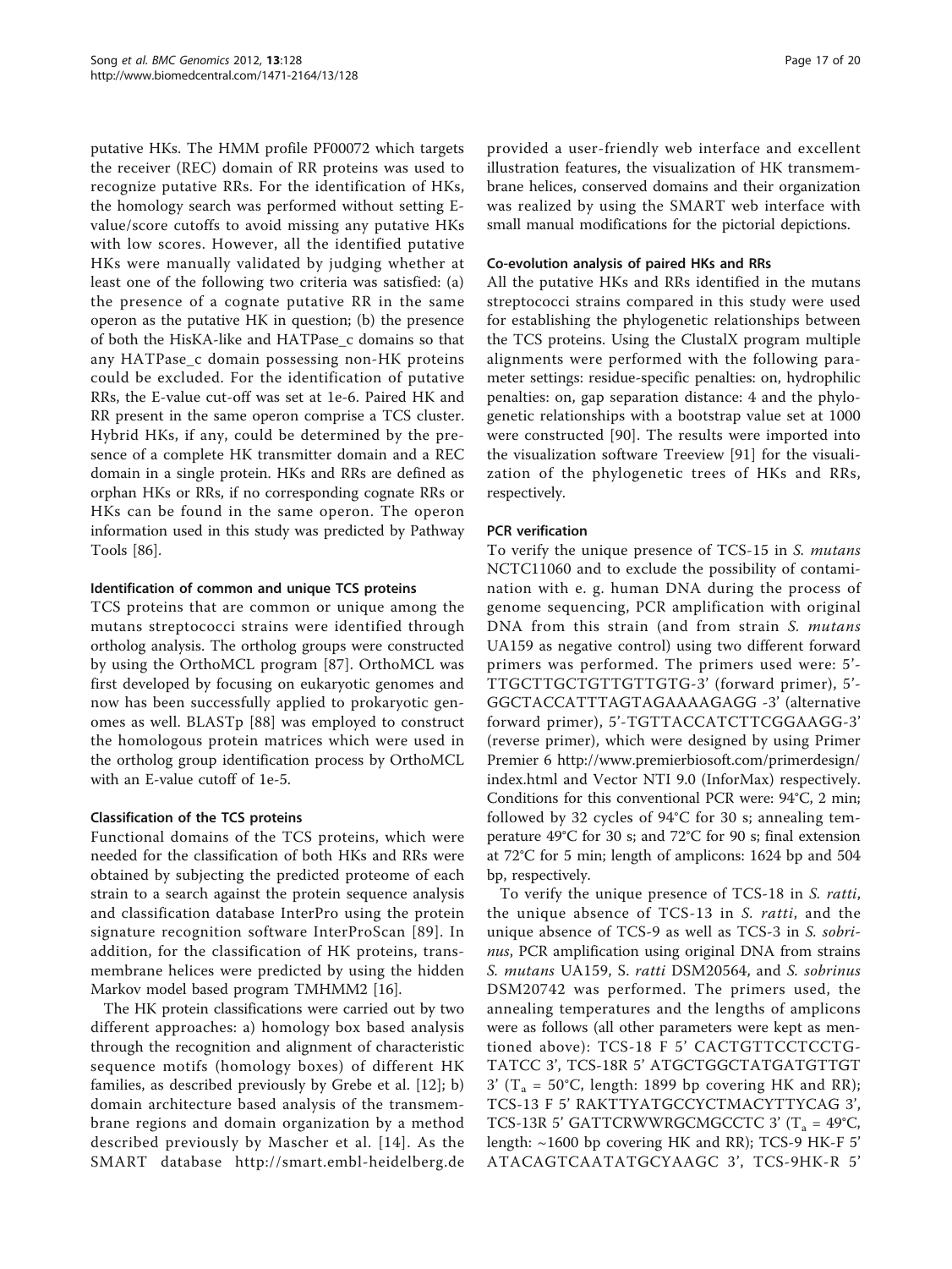putative HKs. The HMM profile PF00072 which targets the receiver (REC) domain of RR proteins was used to recognize putative RRs. For the identification of HKs, the homology search was performed without setting E-value/score cutoffs to avoid missing any putative HKs with low scores. However, all the identified putative HKs were manually validated by judging whether at least one of the following two criteria was satisfied: (a) the presence of a cognate putative RR in the same operon as the putative HK in question; (b) the presence of both the HisKA-like and HATPase_c domains so that any HATPase_c domain possessing non-HK proteins could be excluded. For the identification of putative RRs, the E-value cut-off was set at 1e-6. Paired HK and RR present in the same operon comprise a TCS cluster. Hybrid HKs, if any, could be determined by the presence of a complete HK transmitter domain and a REC domain in a single protein. HKs and RRs are defined as orphan HKs or RRs, if no corresponding cognate RRs or HKs can be found in the same operon. The operon information used in this study was predicted by Pathway Tools [86].

#### Identification of common and unique TCS proteins

TCS proteins that are common or unique among the mutans streptococci strains were identified through ortholog analysis. The ortholog groups were constructed by using the OrthoMCL program [87]. OrthoMCL was first developed by focusing on eukaryotic genomes and now has been successfully applied to prokaryotic genomes as well. BLASTp [88] was employed to construct the homologous protein matrices which were used in the ortholog group identification process by OrthoMCL with an E-value cutoff of 1e-5.

#### Classification of the TCS proteins

Functional domains of the TCS proteins, which were needed for the classification of both HKs and RRs were obtained by subjecting the predicted proteome of each strain to a search against the protein sequence analysis and classification database InterPro using the protein signature recognition software InterProScan [89]. In addition, for the classification of HK proteins, transmembrane helices were predicted by using the hidden Markov model based program TMHMM2 [16].

The HK protein classifications were carried out by two different approaches: a) homology box based analysis through the recognition and alignment of characteristic sequence motifs (homology boxes) of different HK families, as described previously by Grebe et al. [12]; b) domain architecture based analysis of the transmembrane regions and domain organization by a method described previously by Mascher et al. [14]. As the SMART database http://smart.embl-heidelberg.de provided a user-friendly web interface and excellent illustration features, the visualization of HK transmembrane helices, conserved domains and their organization was realized by using the SMART web interface with small manual modifications for the pictorial depictions.

#### Co-evolution analysis of paired HKs and RRs

All the putative HKs and RRs identified in the mutans streptococci strains compared in this study were used for establishing the phylogenetic relationships between the TCS proteins. Using the ClustalX program multiple alignments were performed with the following parameter settings: residue-specific penalties: on, hydrophilic penalties: on, gap separation distance: 4 and the phylogenetic relationships with a bootstrap value set at 1000 were constructed [90]. The results were imported into the visualization software Treeview [91] for the visualization of the phylogenetic trees of HKs and RRs, respectively.

#### PCR verification

To verify the unique presence of TCS-15 in *S. mutans* NCTC11060 and to exclude the possibility of contamination with e. g. human DNA during the process of genome sequencing, PCR amplification with original DNA from this strain (and from strain *S. mutans* UA159 as negative control) using two different forward primers was performed. The primers used were: 5'-TTGCTTGCTGTTGTTGTG-3' (forward primer), 5'-GGCTACCATTTAGTAGAAAAGAGG -3' (alternative forward primer), 5'-TGTTACCATCTTCGGAAGG-3' (reverse primer), which were designed by using Primer Premier 6 http://www.premierbiosoft.com/primerdesign/index.html and Vector NTI 9.0 (InforMax) respectively. Conditions for this conventional PCR were: 94°C, 2 min; followed by 32 cycles of 94°C for 30 s; annealing temperature 49°C for 30 s; and 72°C for 90 s; final extension at 72°C for 5 min; length of amplicons: 1624 bp and 504 bp, respectively.

To verify the unique presence of TCS-18 in *S. ratti*, the unique absence of TCS-13 in *S. ratti*, and the unique absence of TCS-9 as well as TCS-3 in *S. sobrinus*, PCR amplification using original DNA from strains *S. mutans* UA159, S. *ratti* DSM20564, and *S. sobrinus* DSM20742 was performed. The primers used, the annealing temperatures and the lengths of amplicons were as follows (all other parameters were kept as mentioned above): TCS-18 F 5' CACTGTTCCTCCTG-TATCC 3', TCS-18R 5' ATGCTGGCTATGATGTTGT 3' ($T_a$ = 50°C, length: 1899 bp covering HK and RR); TCS-13 F 5' RAKTTYATGCCYCTMACYTTYCAG 3', TCS-13R 5' GATTCRWWRGCMGCCTC 3' ($T_a$ = 49°C, length: ~1600 bp covering HK and RR); TCS-9 HK-F 5' ATACAGTCAATATGCYAAGC 3', TCS-9HK-R 5'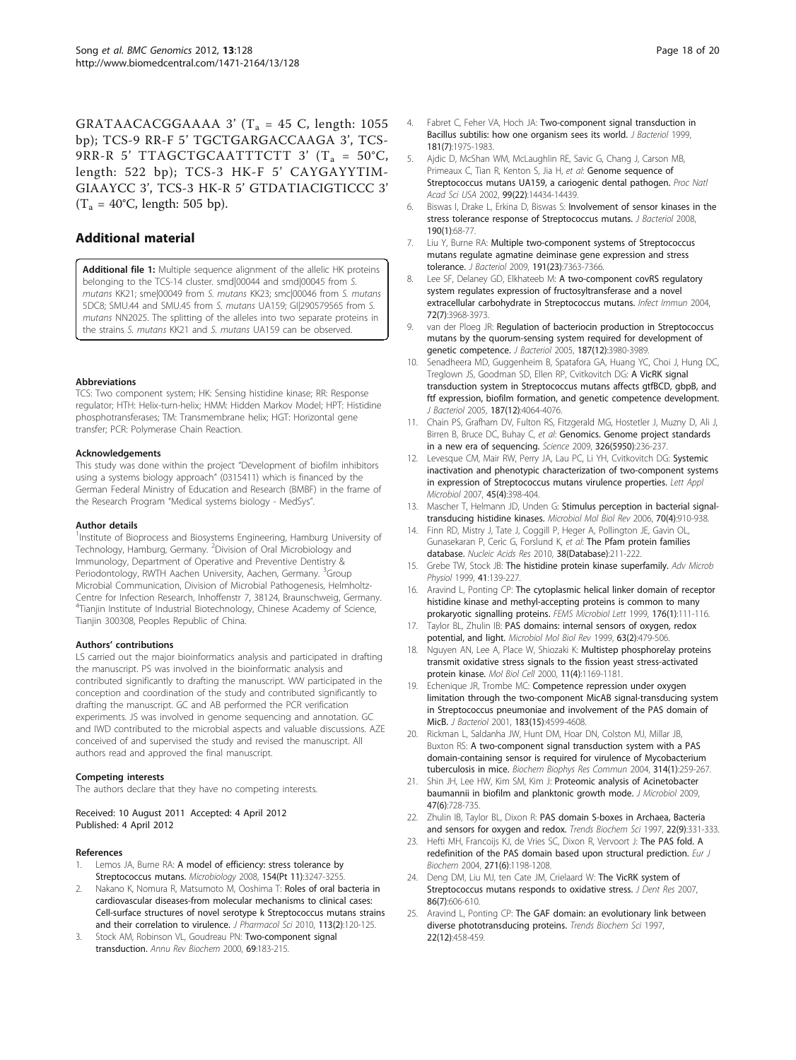GRATAACACGGAAAA 3' ($T_a$ = 45 C, length: 1055 bp); TCS-9 RR-F 5' TGCTGARGACCAAGA 3', TCS-9RR-R 5' TTAGCTGCAATTTCTT 3' ($T_a$ = 50°C, length: 522 bp); TCS-3 HK-F 5' CAYGAYYTIMGIAAYCC 3', TCS-3 HK-R 5' GTDATIACIGTICCC 3' ($T_a$ = 40°C, length: 505 bp).

## Additional material

**Additional file 1:** Multiple sequence alignment of the allelic HK proteins belonging to the TCS-14 cluster. smd|00044 and smd|00045 from *S. mutans* KK21; sme|00049 from *S. mutans* KK23; smc|00046 from *S. mutans* 5DC8; SMU.44 and SMU.45 from *S. mutans* UA159; GI|290579565 from *S. mutans* NN2025. The splitting of the alleles into two separate proteins in the strains *S. mutans* KK21 and *S. mutans* UA159 can be observed.

### Abbreviations

TCS: Two component system; HK: Sensing histidine kinase; RR: Response regulator; HTH: Helix-turn-helix; HMM: Hidden Markov Model; HPT: Histidine phosphotransferases; TM: Transmembrane helix; HGT: Horizontal gene transfer; PCR: Polymerase Chain Reaction.

### Acknowledgements

This study was done within the project "Development of biofilm inhibitors using a systems biology approach" (0315411) which is financed by the German Federal Ministry of Education and Research (BMBF) in the frame of the Research Program "Medical systems biology - MedSys".

### Author details

[1]Institute of Bioprocess and Biosystems Engineering, Hamburg University of Technology, Hamburg, Germany. [2]Division of Oral Microbiology and Immunology, Department of Operative and Preventive Dentistry & Periodontology, RWTH Aachen University, Aachen, Germany. [3]Group Microbial Communication, Division of Microbial Pathogenesis, Helmholtz-Centre for Infection Research, Inhoffenstr 7, 38124, Braunschweig, Germany. [4]Tianjin Institute of Industrial Biotechnology, Chinese Academy of Science, Tianjin 300308, Peoples Republic of China.

### Authors' contributions

LS carried out the major bioinformatics analysis and participated in drafting the manuscript. PS was involved in the bioinformatic analysis and contributed significantly to drafting the manuscript. WW participated in the conception and coordination of the study and contributed significantly to drafting the manuscript. GC and AB performed the PCR verification experiments. JS was involved in genome sequencing and annotation. GC and IWD contributed to the microbial aspects and valuable discussions. AZE conceived of and supervised the study and revised the manuscript. All authors read and approved the final manuscript.

### Competing interests

The authors declare that they have no competing interests.

Received: 10 August 2011 Accepted: 4 April 2012
Published: 4 April 2012

### References

1. Lemos JA, Burne RA: **A model of efficiency: stress tolerance by Streptococcus mutans.** *Microbiology* 2008, **154(Pt 11)**:3247-3255.
2. Nakano K, Nomura R, Matsumoto M, Ooshima T: **Roles of oral bacteria in cardiovascular diseases-from molecular mechanisms to clinical cases: Cell-surface structures of novel serotype k Streptococcus mutans strains and their correlation to virulence.** *J Pharmacol Sci* 2010, **113(2)**:120-125.
3. Stock AM, Robinson VL, Goudreau PN: **Two-component signal transduction.** *Annu Rev Biochem* 2000, **69**:183-215.
4. Fabret C, Feher VA, Hoch JA: **Two-component signal transduction in Bacillus subtilis: how one organism sees its world.** *J Bacteriol* 1999, **181(7)**:1975-1983.
5. Ajdic D, McShan WM, McLaughlin RE, Savic G, Chang J, Carson MB, Primeaux C, Tian R, Kenton S, Jia H, *et al*: **Genome sequence of Streptococcus mutans UA159, a cariogenic dental pathogen.** *Proc Natl Acad Sci USA* 2002, **99(22)**:14434-14439.
6. Biswas I, Drake L, Erkina D, Biswas S: **Involvement of sensor kinases in the stress tolerance response of Streptococcus mutans.** *J Bacteriol* 2008, **190(1)**:68-77.
7. Liu Y, Burne RA: **Multiple two-component systems of Streptococcus mutans regulate agmatine deiminase gene expression and stress tolerance.** *J Bacteriol* 2009, **191(23)**:7363-7366.
8. Lee SF, Delaney GD, Elkhateeb M: **A two-component covRS regulatory system regulates expression of fructosyltransferase and a novel extracellular carbohydrate in Streptococcus mutans.** *Infect Immun* 2004, **72(7)**:3968-3973.
9. van der Ploeg JR: **Regulation of bacteriocin production in Streptococcus mutans by the quorum-sensing system required for development of genetic competence.** *J Bacteriol* 2005, **187(12)**:3980-3989.
10. Senadheera MD, Guggenheim B, Spatafora GA, Huang YC, Choi J, Hung DC, Treglown JS, Goodman SD, Ellen RP, Cvitkovitch DG: **A VicRK signal transduction system in Streptococcus mutans affects gtfBCD, gbpB, and ftf expression, biofilm formation, and genetic competence development.** *J Bacteriol* 2005, **187(12)**:4064-4076.
11. Chain PS, Grafham DV, Fulton RS, Fitzgerald MG, Hostetler J, Muzny D, Ali J, Birren B, Bruce DC, Buhay C, *et al*: **Genomics. Genome project standards in a new era of sequencing.** *Science* 2009, **326(5950)**:236-237.
12. Levesque CM, Mair RW, Perry JA, Lau PC, Li YH, Cvitkovitch DG: **Systemic inactivation and phenotypic characterization of two-component systems in expression of Streptococcus mutans virulence properties.** *Lett Appl Microbiol* 2007, **45(4)**:398-404.
13. Mascher T, Helmann JD, Unden G: **Stimulus perception in bacterial signal-transducing histidine kinases.** *Microbiol Mol Biol Rev* 2006, **70(4)**:910-938.
14. Finn RD, Mistry J, Tate J, Coggill P, Heger A, Pollington JE, Gavin OL, Gunasekaran P, Ceric G, Forslund K, *et al*: **The Pfam protein families database.** *Nucleic Acids Res* 2010, **38(Database)**:211-222.
15. Grebe TW, Stock JB: **The histidine protein kinase superfamily.** *Adv Microb Physiol* 1999, **41**:139-227.
16. Aravind L, Ponting CP: **The cytoplasmic helical linker domain of receptor histidine kinase and methyl-accepting proteins is common to many prokaryotic signalling proteins.** *FEMS Microbiol Lett* 1999, **176(1)**:111-116.
17. Taylor BL, Zhulin IB: **PAS domains: internal sensors of oxygen, redox potential, and light.** *Microbiol Mol Biol Rev* 1999, **63(2)**:479-506.
18. Nguyen AN, Lee A, Place W, Shiozaki K: **Multistep phosphorelay proteins transmit oxidative stress signals to the fission yeast stress-activated protein kinase.** *Mol Biol Cell* 2000, **11(4)**:1169-1181.
19. Echenique JR, Trombe MC: **Competence repression under oxygen limitation through the two-component MicAB signal-transducing system in Streptococcus pneumoniae and involvement of the PAS domain of MicB.** *J Bacteriol* 2001, **183(15)**:4599-4608.
20. Rickman L, Saldanha JW, Hunt DM, Hoar DN, Colston MJ, Millar JB, Buxton RS: **A two-component signal transduction system with a PAS domain-containing sensor is required for virulence of Mycobacterium tuberculosis in mice.** *Biochem Biophys Res Commun* 2004, **314(1)**:259-267.
21. Shin JH, Lee HW, Kim SM, Kim J: **Proteomic analysis of Acinetobacter baumannii in biofilm and planktonic growth mode.** *J Microbiol* 2009, **47(6)**:728-735.
22. Zhulin IB, Taylor BL, Dixon R: **PAS domain S-boxes in Archaea, Bacteria and sensors for oxygen and redox.** *Trends Biochem Sci* 1997, **22(9)**:331-333.
23. Hefti MH, Francoijs KJ, de Vries SC, Dixon R, Vervoort J: **The PAS fold. A redefinition of the PAS domain based upon structural prediction.** *Eur J Biochem* 2004, **271(6)**:1198-1208.
24. Deng DM, Liu MJ, ten Cate JM, Crielaard W: **The VicRK system of Streptococcus mutans responds to oxidative stress.** *J Dent Res* 2007, **86(7)**:606-610.
25. Aravind L, Ponting CP: **The GAF domain: an evolutionary link between diverse phototransducing proteins.** *Trends Biochem Sci* 1997, **22(12)**:458-459.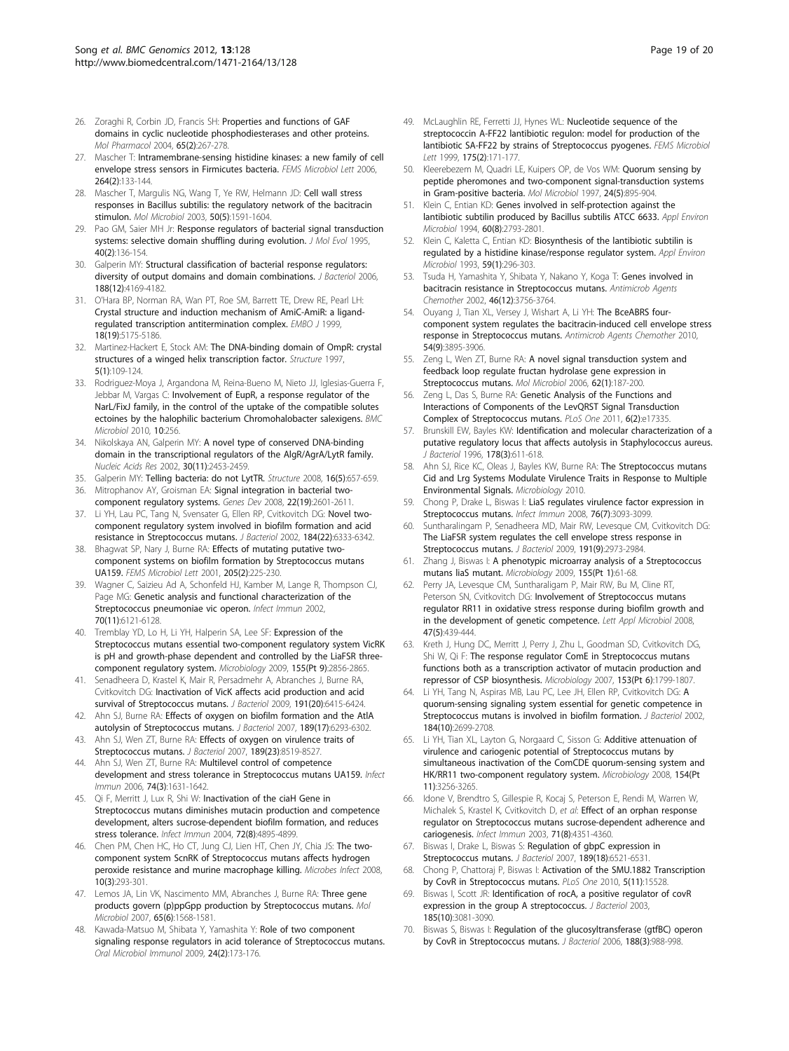26. Zoraghi R, Corbin JD, Francis SH: Properties and functions of GAF domains in cyclic nucleotide phosphodiesterases and other proteins. *Mol Pharmacol* 2004, 65(2):267-278.
27. Mascher T: Intramembrane-sensing histidine kinases: a new family of cell envelope stress sensors in Firmicutes bacteria. *FEMS Microbiol Lett* 2006, 264(2):133-144.
28. Mascher T, Margulis NG, Wang T, Ye RW, Helmann JD: Cell wall stress responses in Bacillus subtilis: the regulatory network of the bacitracin stimulon. *Mol Microbiol* 2003, 50(5):1591-1604.
29. Pao GM, Saier MH Jr: Response regulators of bacterial signal transduction systems: selective domain shuffling during evolution. *J Mol Evol* 1995, 40(2):136-154.
30. Galperin MY: Structural classification of bacterial response regulators: diversity of output domains and domain combinations. *J Bacteriol* 2006, 188(12):4169-4182.
31. O'Hara BP, Norman RA, Wan PT, Roe SM, Barrett TE, Drew RE, Pearl LH: Crystal structure and induction mechanism of AmiC-AmiR: a ligand-regulated transcription antitermination complex. *EMBO J* 1999, 18(19):5175-5186.
32. Martinez-Hackert E, Stock AM: The DNA-binding domain of OmpR: crystal structures of a winged helix transcription factor. *Structure* 1997, 5(1):109-124.
33. Rodriguez-Moya J, Argandona M, Reina-Bueno M, Nieto JJ, Iglesias-Guerra F, Jebbar M, Vargas C: Involvement of EupR, a response regulator of the NarL/FixJ family, in the control of the uptake of the compatible solutes ectoines by the halophilic bacterium Chromohalobacter salexigens. *BMC Microbiol* 2010, 10:256.
34. Nikolskaya AN, Galperin MY: A novel type of conserved DNA-binding domain in the transcriptional regulators of the AlgR/AgrA/LytR family. *Nucleic Acids Res* 2002, 30(11):2453-2459.
35. Galperin MY: Telling bacteria: do not LytTR. *Structure* 2008, 16(5):657-659.
36. Mitrophanov AY, Groisman EA: Signal integration in bacterial two-component regulatory systems. *Genes Dev* 2008, 22(19):2601-2611.
37. Li YH, Lau PC, Tang N, Svensater G, Ellen RP, Cvitkovitch DG: Novel two-component regulatory system involved in biofilm formation and acid resistance in Streptococcus mutans. *J Bacteriol* 2002, 184(22):6333-6342.
38. Bhagwat SP, Nary J, Burne RA: Effects of mutating putative two-component systems on biofilm formation by Streptococcus mutans UA159. *FEMS Microbiol Lett* 2001, 205(2):225-230.
39. Wagner C, Saizieu Ad A, Schonfeld HJ, Kamber M, Lange R, Thompson CJ, Page MG: Genetic analysis and functional characterization of the Streptococcus pneumoniae vic operon. *Infect Immun* 2002, 70(11):6121-6128.
40. Tremblay YD, Lo H, Li YH, Halperin SA, Lee SF: Expression of the Streptococcus mutans essential two-component regulatory system VicRK is pH and growth-phase dependent and controlled by the LiaFSR three-component regulatory system. *Microbiology* 2009, 155(Pt 9):2856-2865.
41. Senadheera D, Krastel K, Mair R, Persadmehr A, Abranches J, Burne RA, Cvitkovitch DG: Inactivation of VicK affects acid production and acid survival of Streptococcus mutans. *J Bacteriol* 2009, 191(20):6415-6424.
42. Ahn SJ, Burne RA: Effects of oxygen on biofilm formation and the AtlA autolysin of Streptococcus mutans. *J Bacteriol* 2007, 189(17):6293-6302.
43. Ahn SJ, Wen ZT, Burne RA: Effects of oxygen on virulence traits of Streptococcus mutans. *J Bacteriol* 2007, 189(23):8519-8527.
44. Ahn SJ, Wen ZT, Burne RA: Multilevel control of competence development and stress tolerance in Streptococcus mutans UA159. *Infect Immun* 2006, 74(3):1631-1642.
45. Qi F, Merritt J, Lux R, Shi W: Inactivation of the ciaH Gene in Streptococcus mutans diminishes mutacin production and competence development, alters sucrose-dependent biofilm formation, and reduces stress tolerance. *Infect Immun* 2004, 72(8):4895-4899.
46. Chen PM, Chen HC, Ho CT, Jung CJ, Lien HT, Chen JY, Chia JS: The two-component system ScnRK of Streptococcus mutans affects hydrogen peroxide resistance and murine macrophage killing. *Microbes Infect* 2008, 10(3):293-301.
47. Lemos JA, Lin VK, Nascimento MM, Abranches J, Burne RA: Three gene products govern (p)ppGpp production by Streptococcus mutans. *Mol Microbiol* 2007, 65(6):1568-1581.
48. Kawada-Matsuo M, Shibata Y, Yamashita Y: Role of two component signaling response regulators in acid tolerance of Streptococcus mutans. *Oral Microbiol Immunol* 2009, 24(2):173-176.
49. McLaughlin RE, Ferretti JJ, Hynes WL: Nucleotide sequence of the streptococcin A-FF22 lantibiotic regulon: model for production of the lantibiotic SA-FF22 by strains of Streptococcus pyogenes. *FEMS Microbiol Lett* 1999, 175(2):171-177.
50. Kleerebezem M, Quadri LE, Kuipers OP, de Vos WM: Quorum sensing by peptide pheromones and two-component signal-transduction systems in Gram-positive bacteria. *Mol Microbiol* 1997, 24(5):895-904.
51. Klein C, Entian KD: Genes involved in self-protection against the lantibiotic subtilin produced by Bacillus subtilis ATCC 6633. *Appl Environ Microbiol* 1994, 60(8):2793-2801.
52. Klein C, Kaletta C, Entian KD: Biosynthesis of the lantibiotic subtilin is regulated by a histidine kinase/response regulator system. *Appl Environ Microbiol* 1993, 59(1):296-303.
53. Tsuda H, Yamashita Y, Shibata Y, Nakano Y, Koga T: Genes involved in bacitracin resistance in Streptococcus mutans. *Antimicrob Agents Chemother* 2002, 46(12):3756-3764.
54. Ouyang J, Tian XL, Versey J, Wishart A, Li YH: The BceABRS four-component system regulates the bacitracin-induced cell envelope stress response in Streptococcus mutans. *Antimicrob Agents Chemother* 2010, 54(9):3895-3906.
55. Zeng L, Wen ZT, Burne RA: A novel signal transduction system and feedback loop regulate fructan hydrolase gene expression in Streptococcus mutans. *Mol Microbiol* 2006, 62(1):187-200.
56. Zeng L, Das S, Burne RA: Genetic Analysis of the Functions and Interactions of Components of the LevQRST Signal Transduction Complex of Streptococcus mutans. *PLoS One* 2011, 6(2):e17335.
57. Brunskill EW, Bayles KW: Identification and molecular characterization of a putative regulatory locus that affects autolysis in Staphylococcus aureus. *J Bacteriol* 1996, 178(3):611-618.
58. Ahn SJ, Rice KC, Oleas J, Bayles KW, Burne RA: The Streptococcus mutans Cid and Lrg Systems Modulate Virulence Traits in Response to Multiple Environmental Signals. *Microbiology* 2010.
59. Chong P, Drake L, Biswas I: LiaS regulates virulence factor expression in Streptococcus mutans. *Infect Immun* 2008, 76(7):3093-3099.
60. Suntharalingam P, Senadheera MD, Mair RW, Levesque CM, Cvitkovitch DG: The LiaFSR system regulates the cell envelope stress response in Streptococcus mutans. *J Bacteriol* 2009, 191(9):2973-2984.
61. Zhang J, Biswas I: A phenotypic microarray analysis of a Streptococcus mutans liaS mutant. *Microbiology* 2009, 155(Pt 1):61-68.
62. Perry JA, Levesque CM, Suntharaligam P, Mair RW, Bu M, Cline RT, Peterson SN, Cvitkovitch DG: Involvement of Streptococcus mutans regulator RR11 in oxidative stress response during biofilm growth and in the development of genetic competence. *Lett Appl Microbiol* 2008, 47(5):439-444.
63. Kreth J, Hung DC, Merritt J, Perry J, Zhu L, Goodman SD, Cvitkovitch DG, Shi W, Qi F: The response regulator ComE in Streptococcus mutans functions both as a transcription activator of mutacin production and repressor of CSP biosynthesis. *Microbiology* 2007, 153(Pt 6):1799-1807.
64. Li YH, Tang N, Aspiras MB, Lau PC, Lee JH, Ellen RP, Cvitkovitch DG: A quorum-sensing signaling system essential for genetic competence in Streptococcus mutans is involved in biofilm formation. *J Bacteriol* 2002, 184(10):2699-2708.
65. Li YH, Tian XL, Layton G, Norgaard C, Sisson G: Additive attenuation of virulence and cariogenic potential of Streptococcus mutans by simultaneous inactivation of the ComCDE quorum-sensing system and HK/RR11 two-component regulatory system. *Microbiology* 2008, 154(Pt 11):3256-3265.
66. Idone V, Brendtro S, Gillespie R, Kocaj S, Peterson E, Rendi M, Warren W, Michalek S, Krastel K, Cvitkovitch D, *et al*: Effect of an orphan response regulator on Streptococcus mutans sucrose-dependent adherence and cariogenesis. *Infect Immun* 2003, 71(8):4351-4360.
67. Biswas I, Drake L, Biswas S: Regulation of gbpC expression in Streptococcus mutans. *J Bacteriol* 2007, 189(18):6521-6531.
68. Chong P, Chattoraj P, Biswas I: Activation of the SMU.1882 Transcription by CovR in Streptococcus mutans. *PLoS One* 2010, 5(11):15528.
69. Biswas I, Scott JR: Identification of rocA, a positive regulator of covR expression in the group A streptococcus. *J Bacteriol* 2003, 185(10):3081-3090.
70. Biswas S, Biswas I: Regulation of the glucosyltransferase (gtfBC) operon by CovR in Streptococcus mutans. *J Bacteriol* 2006, 188(3):988-998.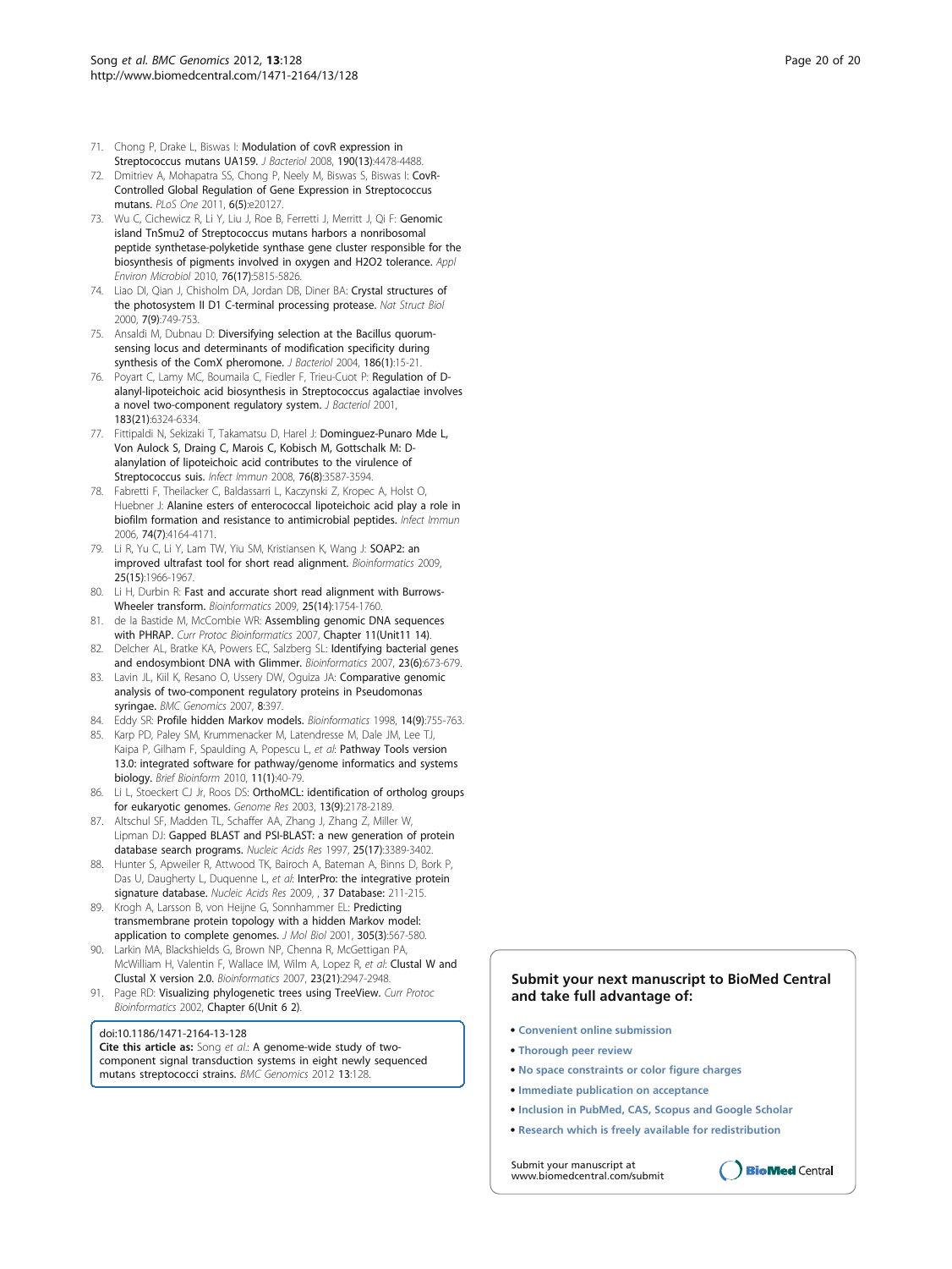71. Chong P, Drake L, Biswas I: **Modulation of covR expression in Streptococcus mutans UA159.** *J Bacteriol* 2008, **190(13)**:4478-4488.
72. Dmitriev A, Mohapatra SS, Chong P, Neely M, Biswas S, Biswas I: **CovR-Controlled Global Regulation of Gene Expression in Streptococcus mutans.** *PLoS One* 2011, **6(5)**:e20127.
73. Wu C, Cichewicz R, Li Y, Liu J, Roe B, Ferretti J, Merritt J, Qi F: **Genomic island TnSmu2 of Streptococcus mutans harbors a nonribosomal peptide synthetase-polyketide synthase gene cluster responsible for the biosynthesis of pigments involved in oxygen and H2O2 tolerance.** *Appl Environ Microbiol* 2010, **76(17)**:5815-5826.
74. Liao DI, Qian J, Chisholm DA, Jordan DB, Diner BA: **Crystal structures of the photosystem II D1 C-terminal processing protease.** *Nat Struct Biol* 2000, **7(9)**:749-753.
75. Ansaldi M, Dubnau D: **Diversifying selection at the Bacillus quorum-sensing locus and determinants of modification specificity during synthesis of the ComX pheromone.** *J Bacteriol* 2004, **186(1)**:15-21.
76. Poyart C, Lamy MC, Boumaila C, Fiedler F, Trieu-Cuot P: **Regulation of D-alanyl-lipoteichoic acid biosynthesis in Streptococcus agalactiae involves a novel two-component regulatory system.** *J Bacteriol* 2001, **183(21)**:6324-6334.
77. Fittipaldi N, Sekizaki T, Takamatsu D, Harel J: **Dominguez-Punaro Mde L, Von Aulock S, Draing C, Marois C, Kobisch M, Gottschalk M: D-alanylation of lipoteichoic acid contributes to the virulence of Streptococcus suis.** *Infect Immun* 2008, **76(8)**:3587-3594.
78. Fabretti F, Theilacker C, Baldassarri L, Kaczynski Z, Kropec A, Holst O, Huebner J: **Alanine esters of enterococcal lipoteichoic acid play a role in biofilm formation and resistance to antimicrobial peptides.** *Infect Immun* 2006, **74(7)**:4164-4171.
79. Li R, Yu C, Li Y, Lam TW, Yiu SM, Kristiansen K, Wang J: **SOAP2: an improved ultrafast tool for short read alignment.** *Bioinformatics* 2009, **25(15)**:1966-1967.
80. Li H, Durbin R: **Fast and accurate short read alignment with Burrows-Wheeler transform.** *Bioinformatics* 2009, **25(14)**:1754-1760.
81. de la Bastide M, McCombie WR: **Assembling genomic DNA sequences with PHRAP.** *Curr Protoc Bioinformatics* 2007, **Chapter 11(Unit11 14)**.
82. Delcher AL, Bratke KA, Powers EC, Salzberg SL: **Identifying bacterial genes and endosymbiont DNA with Glimmer.** *Bioinformatics* 2007, **23(6)**:673-679.
83. Lavin JL, Kiil K, Resano O, Ussery DW, Oguiza JA: **Comparative genomic analysis of two-component regulatory proteins in Pseudomonas syringae.** *BMC Genomics* 2007, **8**:397.
84. Eddy SR: **Profile hidden Markov models.** *Bioinformatics* 1998, **14(9)**:755-763.
85. Karp PD, Paley SM, Krummenacker M, Latendresse M, Dale JM, Lee TJ, Kaipa P, Gilham F, Spaulding A, Popescu L, *et al*: **Pathway Tools version 13.0: integrated software for pathway/genome informatics and systems biology.** *Brief Bioinform* 2010, **11(1)**:40-79.
86. Li L, Stoeckert CJ Jr, Roos DS: **OrthoMCL: identification of ortholog groups for eukaryotic genomes.** *Genome Res* 2003, **13(9)**:2178-2189.
87. Altschul SF, Madden TL, Schaffer AA, Zhang J, Zhang Z, Miller W, Lipman DJ: **Gapped BLAST and PSI-BLAST: a new generation of protein database search programs.** *Nucleic Acids Res* 1997, **25(17)**:3389-3402.
88. Hunter S, Apweiler R, Attwood TK, Bairoch A, Bateman A, Binns D, Bork P, Das U, Daugherty L, Duquenne L, *et al*: **InterPro: the integrative protein signature database.** *Nucleic Acids Res* 2009, , **37 Database:** 211-215.
89. Krogh A, Larsson B, von Heijne G, Sonnhammer EL: **Predicting transmembrane protein topology with a hidden Markov model: application to complete genomes.** *J Mol Biol* 2001, **305(3)**:567-580.
90. Larkin MA, Blackshields G, Brown NP, Chenna R, McGettigan PA, McWilliam H, Valentin F, Wallace IM, Wilm A, Lopez R, *et al*: **Clustal W and Clustal X version 2.0.** *Bioinformatics* 2007, **23(21)**:2947-2948.
91. Page RD: **Visualizing phylogenetic trees using TreeView.** *Curr Protoc Bioinformatics* 2002, **Chapter 6(Unit 6 2)**.

doi:10.1186/1471-2164-13-128

**Cite this article as:** Song *et al.*: A genome-wide study of two-component signal transduction systems in eight newly sequenced mutans streptococci strains. *BMC Genomics* 2012 13:128.

**Submit your next manuscript to BioMed Central and take full advantage of:**

- **Convenient online submission**
- **Thorough peer review**
- **No space constraints or color figure charges**
- **Immediate publication on acceptance**
- **Inclusion in PubMed, CAS, Scopus and Google Scholar**
- **Research which is freely available for redistribution**

Submit your manuscript at www.biomedcentral.com/submit

BioMed Central